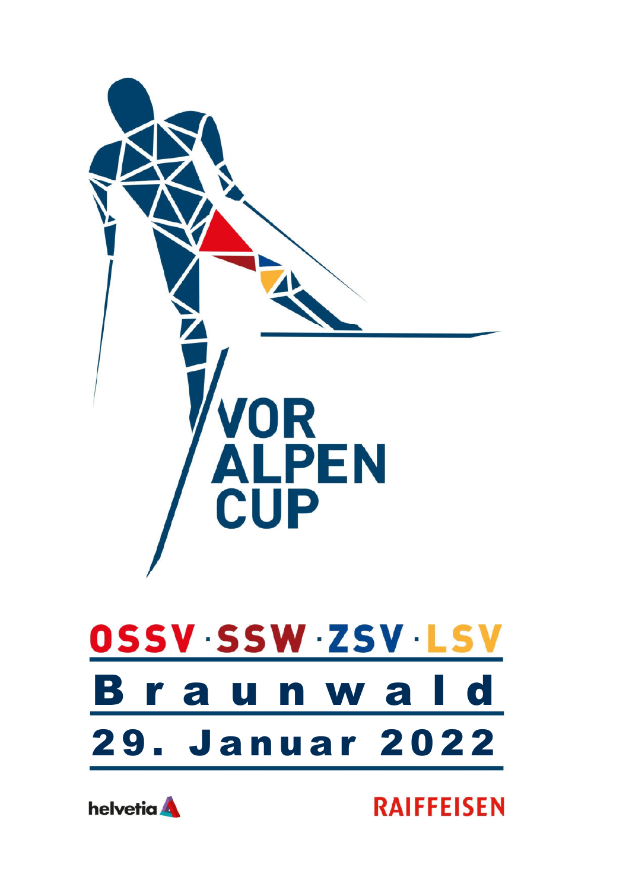# VOR ALPEN CUP

## OSSV · SSW · ZSV · LSV

## Braunwald

## 29. Januar 2022

helvetia

RAIFFEISEN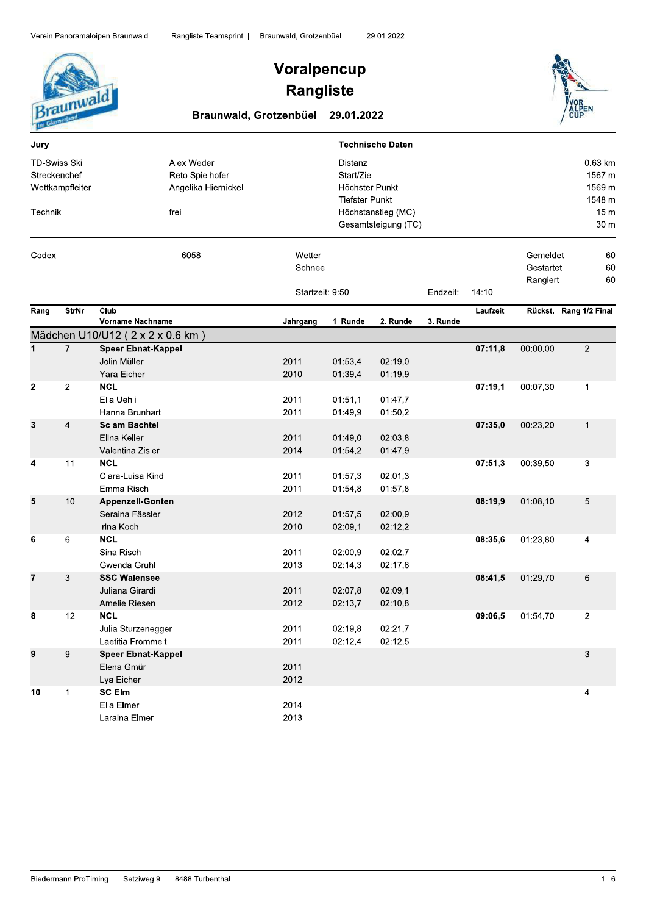# Voralpencup Rangliste

**Braunwald, Grotzenbüel 29.01.2022**

| Jury | | Technische Daten | |
|---|---|---|---|
| TD-Swiss Ski | Alex Weder | Distanz | 0.63 km |
| Streckenchef | Reto Spielhofer | Start/Ziel | 1567 m |
| Wettkampfleiter | Angelika Hiernickel | Höchster Punkt | 1569 m |
| | | Tiefster Punkt | 1548 m |
| Technik | frei | Höchstanstieg (MC) | 15 m |
| | | Gesamtsteigung (TC) | 30 m |

Codex 6058

Wetter

Schnee

Startzeit: 9:50 Endzeit: 14:10

Gemeldet 60

Gestartet 60

Rangiert 60

## Mädchen U10/U12 ( 2 x 2 x 0.6 km )

| Rang | StrNr | Club / Vorname Nachname | Jahrgang | 1. Runde | 2. Runde | 3. Runde | Laufzeit | Rückst. | Rang 1/2 Final |
|---|---|---|---|---|---|---|---|---|---|
| 1 | 7 | **Speer Ebnat-Kappel** | | | | | **07:11,8** | 00:00,00 | 2 |
| | | Jolin Müller | 2011 | 01:53,4 | 02:19,0 | | | | |
| | | Yara Eicher | 2010 | 01:39,4 | 01:19,9 | | | | |
| 2 | 2 | **NCL** | | | | | **07:19,1** | 00:07,30 | 1 |
| | | Ella Uehli | 2011 | 01:51,1 | 01:47,7 | | | | |
| | | Hanna Brunhart | 2011 | 01:49,9 | 01:50,2 | | | | |
| 3 | 4 | **Sc am Bachtel** | | | | | **07:35,0** | 00:23,20 | 1 |
| | | Elina Keller | 2011 | 01:49,0 | 02:03,8 | | | | |
| | | Valentina Zisler | 2014 | 01:54,2 | 01:47,9 | | | | |
| 4 | 11 | **NCL** | | | | | **07:51,3** | 00:39,50 | 3 |
| | | Clara-Luisa Kind | 2011 | 01:57,3 | 02:01,3 | | | | |
| | | Emma Risch | 2011 | 01:54,8 | 01:57,8 | | | | |
| 5 | 10 | **Appenzell-Gonten** | | | | | **08:19,9** | 01:08,10 | 5 |
| | | Seraina Fässler | 2012 | 01:57,5 | 02:00,9 | | | | |
| | | Irina Koch | 2010 | 02:09,1 | 02:12,2 | | | | |
| 6 | 6 | **NCL** | | | | | **08:35,6** | 01:23,80 | 4 |
| | | Sina Risch | 2011 | 02:00,9 | 02:02,7 | | | | |
| | | Gwenda Gruhl | 2013 | 02:14,3 | 02:17,6 | | | | |
| 7 | 3 | **SSC Walensee** | | | | | **08:41,5** | 01:29,70 | 6 |
| | | Juliana Girardi | 2011 | 02:07,8 | 02:09,1 | | | | |
| | | Amelie Riesen | 2012 | 02:13,7 | 02:10,8 | | | | |
| 8 | 12 | **NCL** | | | | | **09:06,5** | 01:54,70 | 2 |
| | | Julia Sturzenegger | 2011 | 02:19,8 | 02:21,7 | | | | |
| | | Laetitia Frommelt | 2011 | 02:12,4 | 02:12,5 | | | | |
| 9 | 9 | **Speer Ebnat-Kappel** | | | | | | | 3 |
| | | Elena Gmür | 2011 | | | | | | |
| | | Lya Eicher | 2012 | | | | | | |
| 10 | 1 | **SC Elm** | | | | | | | 4 |
| | | Ella Elmer | 2014 | | | | | | |
| | | Laraina Elmer | 2013 | | | | | | |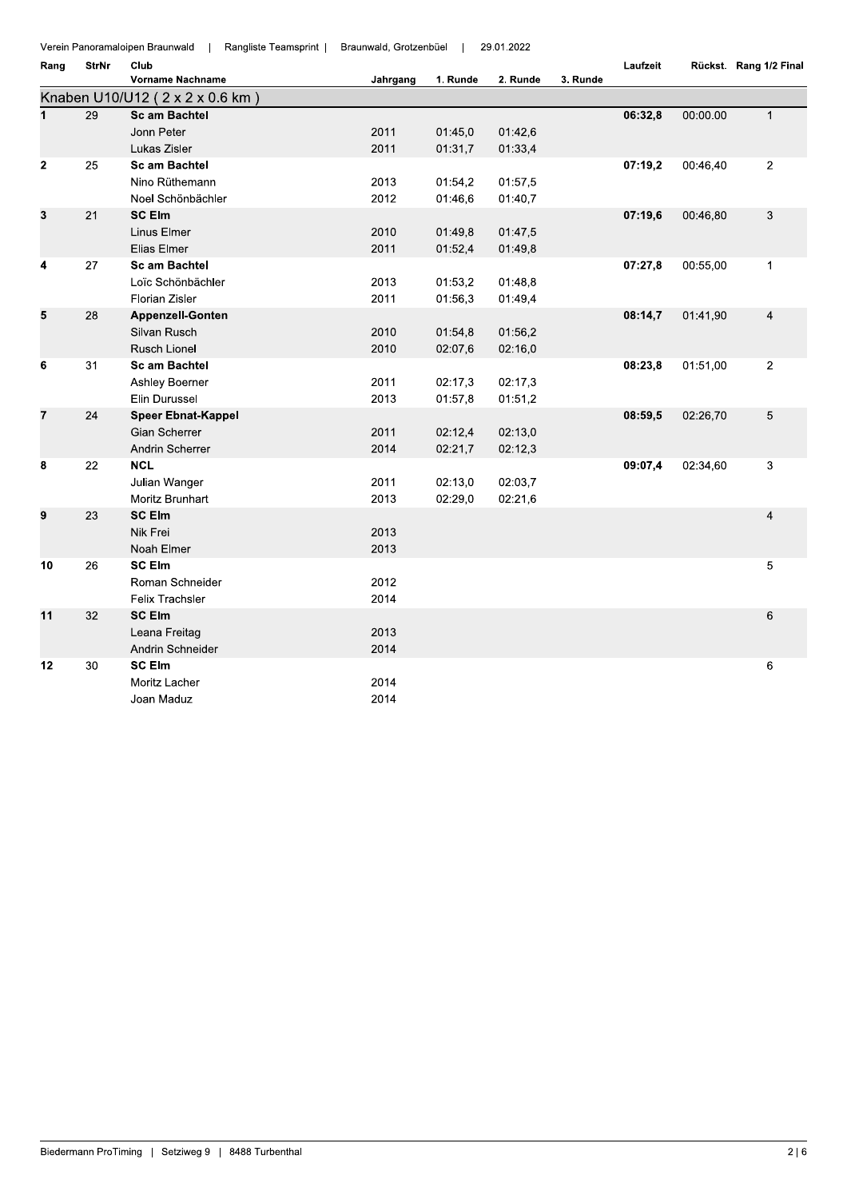Verein Panoramaloipen Braunwald | Rangliste Teamsprint | Braunwald, Grotzenbüel | 29.01.2022

## Knaben U10/U12 ( 2 x 2 x 0.6 km )

| Rang | StrNr | Club / Vorname Nachname | Jahrgang | 1. Runde | 2. Runde | 3. Runde | Laufzeit | Rückst. | Rang 1/2 Final |
|---|---|---|---|---|---|---|---|---|---|
| **1** | 29 | **Sc am Bachtel** | | | | | **06:32,8** | 00:00.00 | 1 |
| | | Jonn Peter | 2011 | 01:45,0 | 01:42,6 | | | | |
| | | Lukas Zisler | 2011 | 01:31,7 | 01:33,4 | | | | |
| **2** | 25 | **Sc am Bachtel** | | | | | **07:19,2** | 00:46,40 | 2 |
| | | Nino Rüthemann | 2013 | 01:54,2 | 01:57,5 | | | | |
| | | Noel Schönbächler | 2012 | 01:46,6 | 01:40,7 | | | | |
| **3** | 21 | **SC Elm** | | | | | **07:19,6** | 00:46,80 | 3 |
| | | Linus Elmer | 2010 | 01:49,8 | 01:47,5 | | | | |
| | | Elias Elmer | 2011 | 01:52,4 | 01:49,8 | | | | |
| **4** | 27 | **Sc am Bachtel** | | | | | **07:27,8** | 00:55,00 | 1 |
| | | Loïc Schönbächler | 2013 | 01:53,2 | 01:48,8 | | | | |
| | | Florian Zisler | 2011 | 01:56,3 | 01:49,4 | | | | |
| **5** | 28 | **Appenzell-Gonten** | | | | | **08:14,7** | 01:41,90 | 4 |
| | | Silvan Rusch | 2010 | 01:54,8 | 01:56,2 | | | | |
| | | Rusch Lionel | 2010 | 02:07,6 | 02:16,0 | | | | |
| **6** | 31 | **Sc am Bachtel** | | | | | **08:23,8** | 01:51,00 | 2 |
| | | Ashley Boerner | 2011 | 02:17,3 | 02:17,3 | | | | |
| | | Elin Durussel | 2013 | 01:57,8 | 01:51,2 | | | | |
| **7** | 24 | **Speer Ebnat-Kappel** | | | | | **08:59,5** | 02:26,70 | 5 |
| | | Gian Scherrer | 2011 | 02:12,4 | 02:13,0 | | | | |
| | | Andrin Scherrer | 2014 | 02:21,7 | 02:12,3 | | | | |
| **8** | 22 | **NCL** | | | | | **09:07,4** | 02:34,60 | 3 |
| | | Julian Wanger | 2011 | 02:13,0 | 02:03,7 | | | | |
| | | Moritz Brunhart | 2013 | 02:29,0 | 02:21,6 | | | | |
| **9** | 23 | **SC Elm** | | | | | | | 4 |
| | | Nik Frei | 2013 | | | | | | |
| | | Noah Elmer | 2013 | | | | | | |
| **10** | 26 | **SC Elm** | | | | | | | 5 |
| | | Roman Schneider | 2012 | | | | | | |
| | | Felix Trachsler | 2014 | | | | | | |
| **11** | 32 | **SC Elm** | | | | | | | 6 |
| | | Leana Freitag | 2013 | | | | | | |
| | | Andrin Schneider | 2014 | | | | | | |
| **12** | 30 | **SC Elm** | | | | | | | 6 |
| | | Moritz Lacher | 2014 | | | | | | |
| | | Joan Maduz | 2014 | | | | | | |

Biedermann ProTiming | Setziweg 9 | 8488 Turbenthal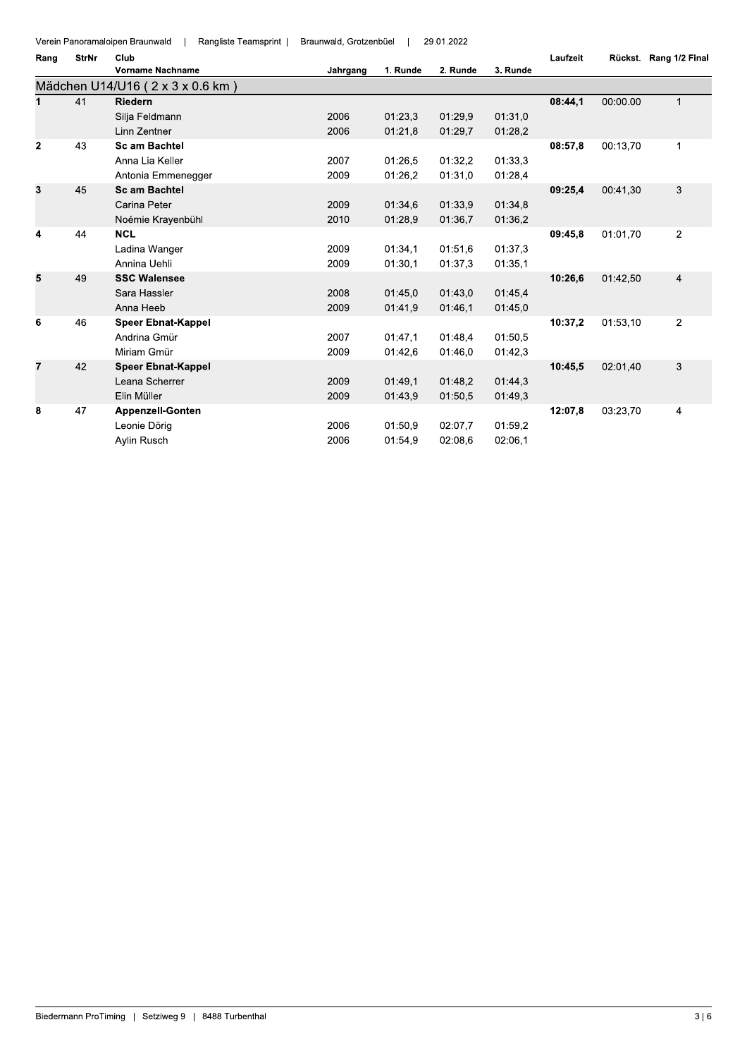Verein Panoramaloipen Braunwald | Rangliste Teamsprint | Braunwald, Grotzenbüel | 29.01.2022

| Rang | StrNr | Club / Vorname Nachname | Jahrgang | 1. Runde | 2. Runde | 3. Runde | Laufzeit | Rückst. | Rang 1/2 Final |
|---|---|---|---|---|---|---|---|---|---|
| **Mädchen U14/U16 ( 2 x 3 x 0.6 km )** | | | | | | | | | |
| **1** | 41 | **Riedern** | | | | | **08:44,1** | 00:00.00 | 1 |
| | | Silja Feldmann | 2006 | 01:23,3 | 01:29,9 | 01:31,0 | | | |
| | | Linn Zentner | 2006 | 01:21,8 | 01:29,7 | 01:28,2 | | | |
| **2** | 43 | **Sc am Bachtel** | | | | | **08:57,8** | 00:13,70 | 1 |
| | | Anna Lia Keller | 2007 | 01:26,5 | 01:32,2 | 01:33,3 | | | |
| | | Antonia Emmenegger | 2009 | 01:26,2 | 01:31,0 | 01:28,4 | | | |
| **3** | 45 | **Sc am Bachtel** | | | | | **09:25,4** | 00:41,30 | 3 |
| | | Carina Peter | 2009 | 01:34,6 | 01:33,9 | 01:34,8 | | | |
| | | Noémie Krayenbühl | 2010 | 01:28,9 | 01:36,7 | 01:36,2 | | | |
| **4** | 44 | **NCL** | | | | | **09:45,8** | 01:01,70 | 2 |
| | | Ladina Wanger | 2009 | 01:34,1 | 01:51,6 | 01:37,3 | | | |
| | | Annina Uehli | 2009 | 01:30,1 | 01:37,3 | 01:35,1 | | | |
| **5** | 49 | **SSC Walensee** | | | | | **10:26,6** | 01:42,50 | 4 |
| | | Sara Hassler | 2008 | 01:45,0 | 01:43,0 | 01:45,4 | | | |
| | | Anna Heeb | 2009 | 01:41,9 | 01:46,1 | 01:45,0 | | | |
| **6** | 46 | **Speer Ebnat-Kappel** | | | | | **10:37,2** | 01:53,10 | 2 |
| | | Andrina Gmür | 2007 | 01:47,1 | 01:48,4 | 01:50,5 | | | |
| | | Miriam Gmür | 2009 | 01:42,6 | 01:46,0 | 01:42,3 | | | |
| **7** | 42 | **Speer Ebnat-Kappel** | | | | | **10:45,5** | 02:01,40 | 3 |
| | | Leana Scherrer | 2009 | 01:49,1 | 01:48,2 | 01:44,3 | | | |
| | | Elin Müller | 2009 | 01:43,9 | 01:50,5 | 01:49,3 | | | |
| **8** | 47 | **Appenzell-Gonten** | | | | | **12:07,8** | 03:23,70 | 4 |
| | | Leonie Dörig | 2006 | 01:50,9 | 02:07,7 | 01:59,2 | | | |
| | | Aylin Rusch | 2006 | 01:54,9 | 02:08,6 | 02:06,1 | | | |

Biedermann ProTiming | Setziweg 9 | 8488 Turbenthal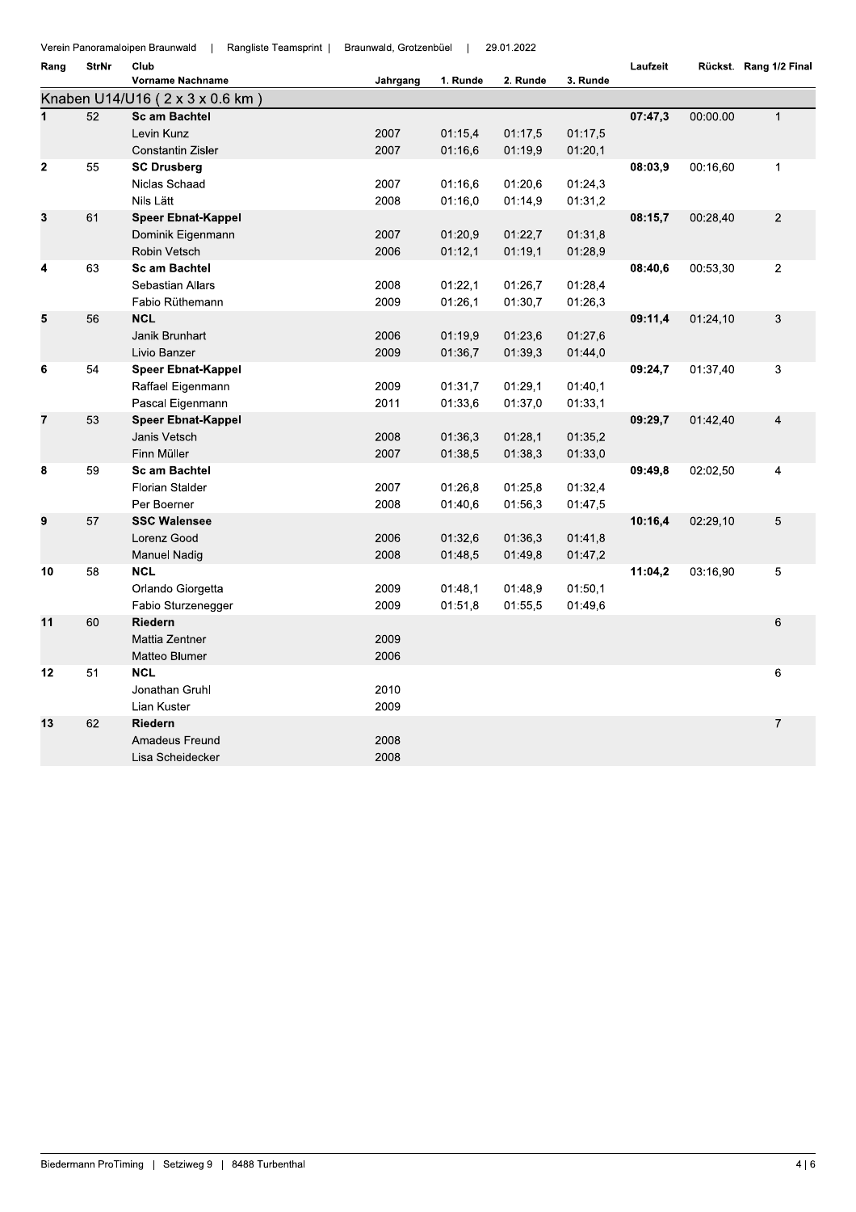Verein Panoramaloipen Braunwald | Rangliste Teamsprint | Braunwald, Grotzenbüel | 29.01.2022

## Knaben U14/U16 ( 2 x 3 x 0.6 km )

| Rang | StrNr | Club / Vorname Nachname | Jahrgang | 1. Runde | 2. Runde | 3. Runde | Laufzeit | Rückst. | Rang 1/2 Final |
|---|---|---|---|---|---|---|---|---|---|
| **1** | 52 | **Sc am Bachtel** | | | | | **07:47,3** | 00:00.00 | 1 |
| | | Levin Kunz | 2007 | 01:15,4 | 01:17,5 | 01:17,5 | | | |
| | | Constantin Zisler | 2007 | 01:16,6 | 01:19,9 | 01:20,1 | | | |
| **2** | 55 | **SC Drusberg** | | | | | **08:03,9** | 00:16,60 | 1 |
| | | Niclas Schaad | 2007 | 01:16,6 | 01:20,6 | 01:24,3 | | | |
| | | Nils Lätt | 2008 | 01:16,0 | 01:14,9 | 01:31,2 | | | |
| **3** | 61 | **Speer Ebnat-Kappel** | | | | | **08:15,7** | 00:28,40 | 2 |
| | | Dominik Eigenmann | 2007 | 01:20,9 | 01:22,7 | 01:31,8 | | | |
| | | Robin Vetsch | 2006 | 01:12,1 | 01:19,1 | 01:28,9 | | | |
| **4** | 63 | **Sc am Bachtel** | | | | | **08:40,6** | 00:53,30 | 2 |
| | | Sebastian Allars | 2008 | 01:22,1 | 01:26,7 | 01:28,4 | | | |
| | | Fabio Rüthemann | 2009 | 01:26,1 | 01:30,7 | 01:26,3 | | | |
| **5** | 56 | **NCL** | | | | | **09:11,4** | 01:24,10 | 3 |
| | | Janik Brunhart | 2006 | 01:19,9 | 01:23,6 | 01:27,6 | | | |
| | | Livio Banzer | 2009 | 01:36,7 | 01:39,3 | 01:44,0 | | | |
| **6** | 54 | **Speer Ebnat-Kappel** | | | | | **09:24,7** | 01:37,40 | 3 |
| | | Raffael Eigenmann | 2009 | 01:31,7 | 01:29,1 | 01:40,1 | | | |
| | | Pascal Eigenmann | 2011 | 01:33,6 | 01:37,0 | 01:33,1 | | | |
| **7** | 53 | **Speer Ebnat-Kappel** | | | | | **09:29,7** | 01:42,40 | 4 |
| | | Janis Vetsch | 2008 | 01:36,3 | 01:28,1 | 01:35,2 | | | |
| | | Finn Müller | 2007 | 01:38,5 | 01:38,3 | 01:33,0 | | | |
| **8** | 59 | **Sc am Bachtel** | | | | | **09:49,8** | 02:02,50 | 4 |
| | | Florian Stalder | 2007 | 01:26,8 | 01:25,8 | 01:32,4 | | | |
| | | Per Boerner | 2008 | 01:40,6 | 01:56,3 | 01:47,5 | | | |
| **9** | 57 | **SSC Walensee** | | | | | **10:16,4** | 02:29,10 | 5 |
| | | Lorenz Good | 2006 | 01:32,6 | 01:36,3 | 01:41,8 | | | |
| | | Manuel Nadig | 2008 | 01:48,5 | 01:49,8 | 01:47,2 | | | |
| **10** | 58 | **NCL** | | | | | **11:04,2** | 03:16,90 | 5 |
| | | Orlando Giorgetta | 2009 | 01:48,1 | 01:48,9 | 01:50,1 | | | |
| | | Fabio Sturzenegger | 2009 | 01:51,8 | 01:55,5 | 01:49,6 | | | |
| **11** | 60 | **Riedern** | | | | | | | 6 |
| | | Mattia Zentner | 2009 | | | | | | |
| | | Matteo Blumer | 2006 | | | | | | |
| **12** | 51 | **NCL** | | | | | | | 6 |
| | | Jonathan Gruhl | 2010 | | | | | | |
| | | Lian Kuster | 2009 | | | | | | |
| **13** | 62 | **Riedern** | | | | | | | 7 |
| | | Amadeus Freund | 2008 | | | | | | |
| | | Lisa Scheidecker | 2008 | | | | | | |

Biedermann ProTiming | Setziweg 9 | 8488 Turbenthal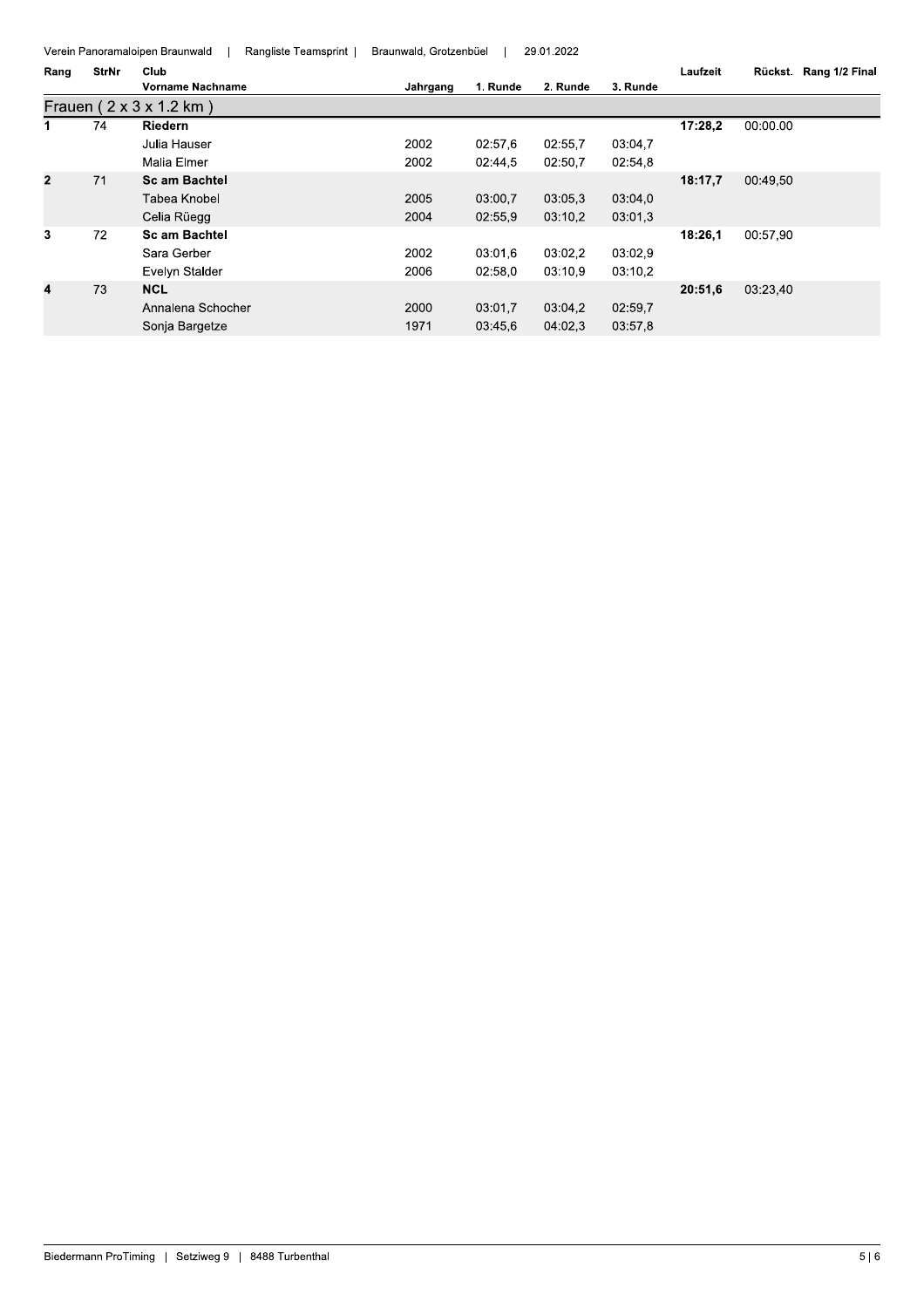Verein Panoramaloipen Braunwald | Rangliste Teamsprint | Braunwald, Grotzenbüel | 29.01.2022

| Rang | StrNr | Club / Vorname Nachname | Jahrgang | 1. Runde | 2. Runde | 3. Runde | Laufzeit | Rückst. | Rang 1/2 Final |
|---|---|---|---|---|---|---|---|---|---|
| **Frauen ( 2 x 3 x 1.2 km )** | | | | | | | | | |
| 1 | 74 | **Riedern** | | | | | **17:28,2** | 00:00.00 | |
| | | Julia Hauser | 2002 | 02:57,6 | 02:55,7 | 03:04,7 | | | |
| | | Malia Elmer | 2002 | 02:44,5 | 02:50,7 | 02:54,8 | | | |
| 2 | 71 | **Sc am Bachtel** | | | | | **18:17,7** | 00:49,50 | |
| | | Tabea Knobel | 2005 | 03:00,7 | 03:05,3 | 03:04,0 | | | |
| | | Celia Rüegg | 2004 | 02:55,9 | 03:10,2 | 03:01,3 | | | |
| 3 | 72 | **Sc am Bachtel** | | | | | **18:26,1** | 00:57,90 | |
| | | Sara Gerber | 2002 | 03:01,6 | 03:02,2 | 03:02,9 | | | |
| | | Evelyn Stalder | 2006 | 02:58,0 | 03:10,9 | 03:10,2 | | | |
| 4 | 73 | **NCL** | | | | | **20:51,6** | 03:23,40 | |
| | | Annalena Schocher | 2000 | 03:01,7 | 03:04,2 | 02:59,7 | | | |
| | | Sonja Bargetze | 1971 | 03:45,6 | 04:02,3 | 03:57,8 | | | |

Biedermann ProTiming | Setziweg 9 | 8488 Turbenthal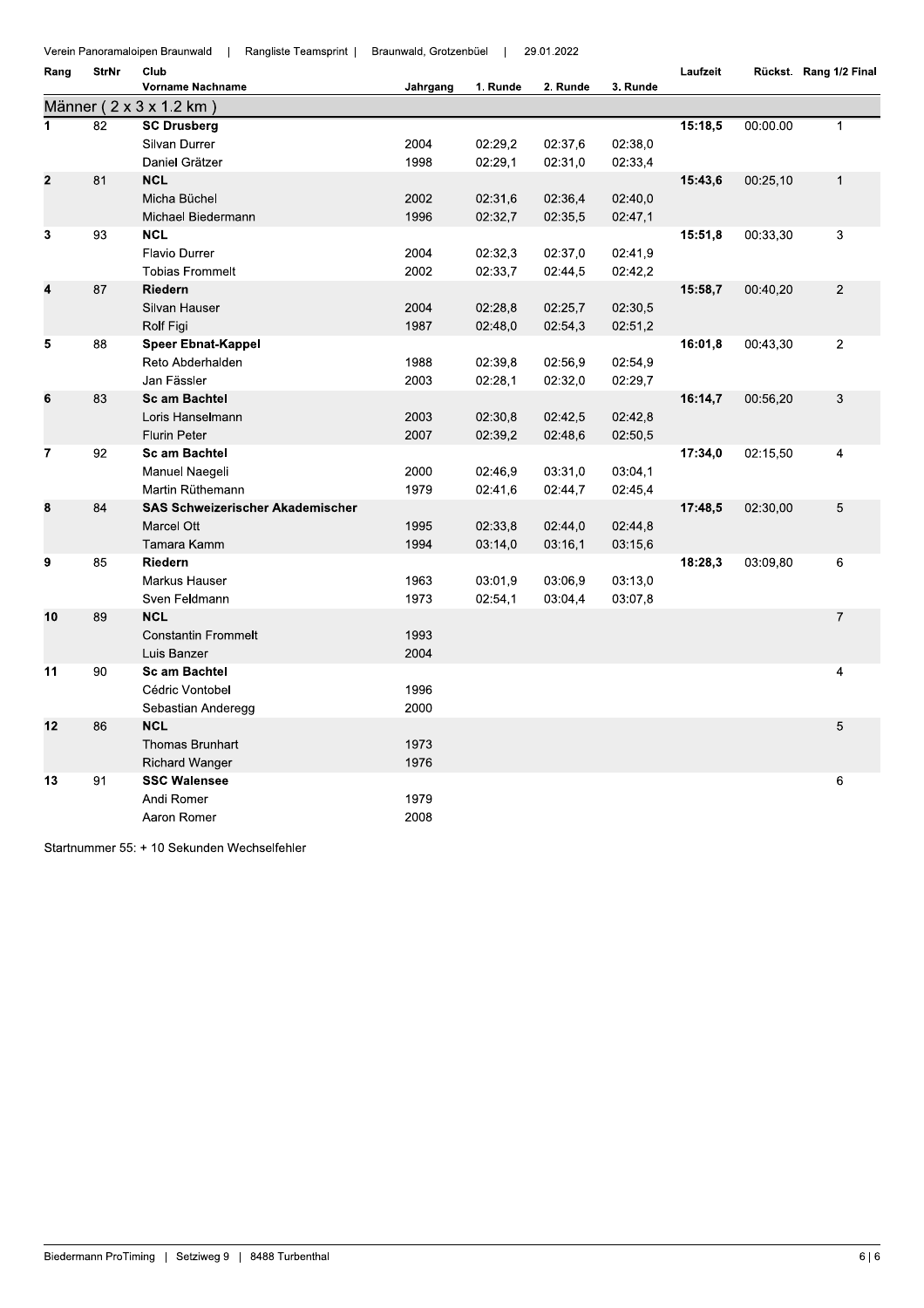Verein Panoramaloipen Braunwald | Rangliste Teamsprint | Braunwald, Grotzenbüel | 29.01.2022

| Rang | StrNr | Club / Vorname Nachname | Jahrgang | 1. Runde | 2. Runde | 3. Runde | Laufzeit | Rückst. | Rang 1/2 Final |
|---|---|---|---|---|---|---|---|---|---|
| **Männer ( 2 x 3 x 1.2 km )** | | | | | | | | | |
| **1** | 82 | **SC Drusberg** | | | | | **15:18,5** | 00:00.00 | 1 |
| | | Silvan Durrer | 2004 | 02:29,2 | 02:37,6 | 02:38,0 | | | |
| | | Daniel Grätzer | 1998 | 02:29,1 | 02:31,0 | 02:33,4 | | | |
| **2** | 81 | **NCL** | | | | | **15:43,6** | 00:25,10 | 1 |
| | | Micha Büchel | 2002 | 02:31,6 | 02:36,4 | 02:40,0 | | | |
| | | Michael Biedermann | 1996 | 02:32,7 | 02:35,5 | 02:47,1 | | | |
| **3** | 93 | **NCL** | | | | | **15:51,8** | 00:33,30 | 3 |
| | | Flavio Durrer | 2004 | 02:32,3 | 02:37,0 | 02:41,9 | | | |
| | | Tobias Frommelt | 2002 | 02:33,7 | 02:44,5 | 02:42,2 | | | |
| **4** | 87 | **Riedern** | | | | | **15:58,7** | 00:40,20 | 2 |
| | | Silvan Hauser | 2004 | 02:28,8 | 02:25,7 | 02:30,5 | | | |
| | | Rolf Figi | 1987 | 02:48,0 | 02:54,3 | 02:51,2 | | | |
| **5** | 88 | **Speer Ebnat-Kappel** | | | | | **16:01,8** | 00:43,30 | 2 |
| | | Reto Abderhalden | 1988 | 02:39,8 | 02:56,9 | 02:54,9 | | | |
| | | Jan Fässler | 2003 | 02:28,1 | 02:32,0 | 02:29,7 | | | |
| **6** | 83 | **Sc am Bachtel** | | | | | **16:14,7** | 00:56,20 | 3 |
| | | Loris Hanselmann | 2003 | 02:30,8 | 02:42,5 | 02:42,8 | | | |
| | | Flurin Peter | 2007 | 02:39,2 | 02:48,6 | 02:50,5 | | | |
| **7** | 92 | **Sc am Bachtel** | | | | | **17:34,0** | 02:15,50 | 4 |
| | | Manuel Naegeli | 2000 | 02:46,9 | 03:31,0 | 03:04,1 | | | |
| | | Martin Rüthemann | 1979 | 02:41,6 | 02:44,7 | 02:45,4 | | | |
| **8** | 84 | **SAS Schweizerischer Akademischer** | | | | | **17:48,5** | 02:30,00 | 5 |
| | | Marcel Ott | 1995 | 02:33,8 | 02:44,0 | 02:44,8 | | | |
| | | Tamara Kamm | 1994 | 03:14,0 | 03:16,1 | 03:15,6 | | | |
| **9** | 85 | **Riedern** | | | | | **18:28,3** | 03:09,80 | 6 |
| | | Markus Hauser | 1963 | 03:01,9 | 03:06,9 | 03:13,0 | | | |
| | | Sven Feldmann | 1973 | 02:54,1 | 03:04,4 | 03:07,8 | | | |
| **10** | 89 | **NCL** | | | | | | | 7 |
| | | Constantin Frommelt | 1993 | | | | | | |
| | | Luis Banzer | 2004 | | | | | | |
| **11** | 90 | **Sc am Bachtel** | | | | | | | 4 |
| | | Cédric Vontobel | 1996 | | | | | | |
| | | Sebastian Anderegg | 2000 | | | | | | |
| **12** | 86 | **NCL** | | | | | | | 5 |
| | | Thomas Brunhart | 1973 | | | | | | |
| | | Richard Wanger | 1976 | | | | | | |
| **13** | 91 | **SSC Walensee** | | | | | | | 6 |
| | | Andi Romer | 1979 | | | | | | |
| | | Aaron Romer | 2008 | | | | | | |

Startnummer 55: + 10 Sekunden Wechselfehler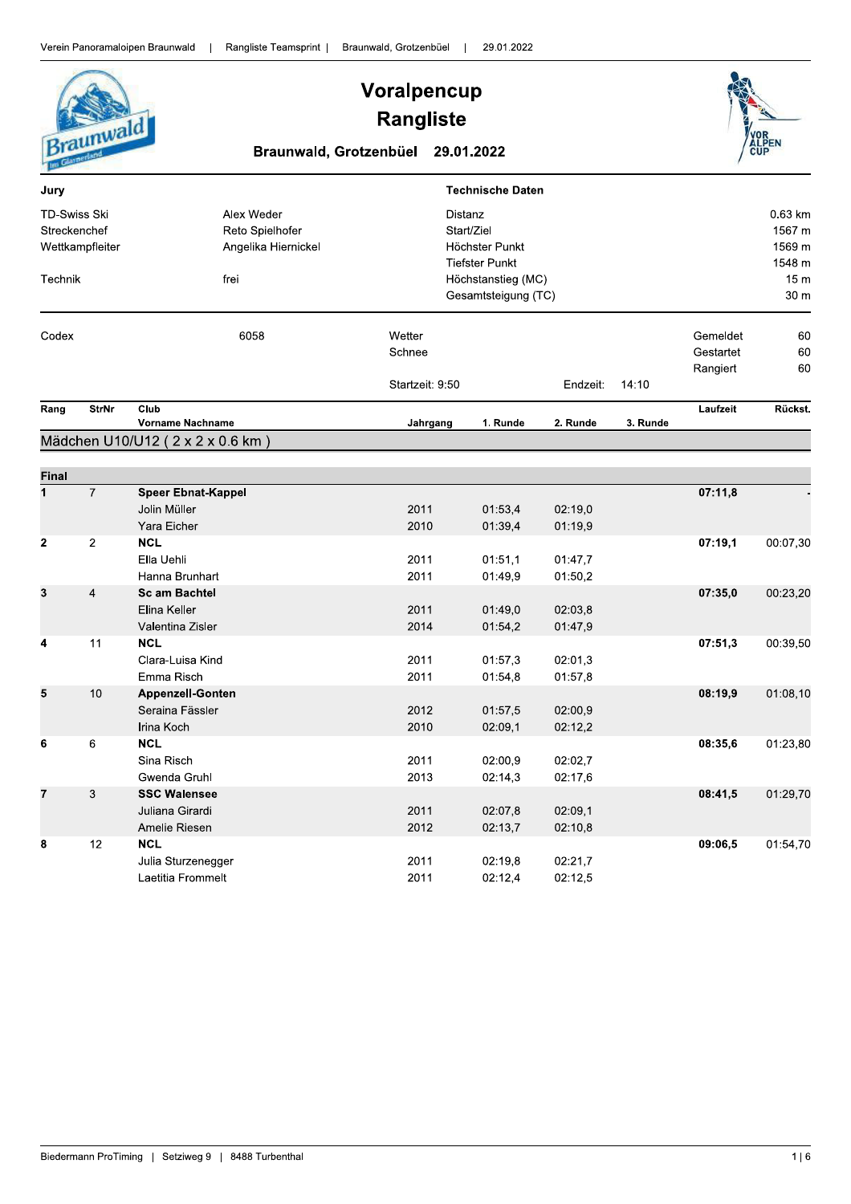# Voralpencup
# Rangliste

**Braunwald, Grotzenbüel 29.01.2022**

| **Jury** | | **Technische Daten** | |
|---|---|---|---|
| TD-Swiss Ski | Alex Weder | Distanz | 0.63 km |
| Streckenchef | Reto Spielhofer | Start/Ziel | 1567 m |
| Wettkampfleiter | Angelika Hiernickel | Höchster Punkt | 1569 m |
| | | Tiefster Punkt | 1548 m |
| Technik | frei | Höchstanstieg (MC) | 15 m |
| | | Gesamtsteigung (TC) | 30 m |

Codex 6058

Wetter Schnee

Startzeit: 9:50 Endzeit: 14:10

Gemeldet 60
Gestartet 60
Rangiert 60

## Mädchen U10/U12 ( 2 x 2 x 0.6 km )

**Final**

| Rang | StrNr | Club / Vorname Nachname | Jahrgang | 1. Runde | 2. Runde | 3. Runde | Laufzeit | Rückst. |
|---|---|---|---|---|---|---|---|---|
| **1** | 7 | **Speer Ebnat-Kappel** | | | | | **07:11,8** | - |
| | | Jolin Müller | 2011 | 01:53,4 | 02:19,0 | | | |
| | | Yara Eicher | 2010 | 01:39,4 | 01:19,9 | | | |
| **2** | 2 | **NCL** | | | | | **07:19,1** | 00:07,30 |
| | | Ella Uehli | 2011 | 01:51,1 | 01:47,7 | | | |
| | | Hanna Brunhart | 2011 | 01:49,9 | 01:50,2 | | | |
| **3** | 4 | **Sc am Bachtel** | | | | | **07:35,0** | 00:23,20 |
| | | Elina Keller | 2011 | 01:49,0 | 02:03,8 | | | |
| | | Valentina Zisler | 2014 | 01:54,2 | 01:47,9 | | | |
| **4** | 11 | **NCL** | | | | | **07:51,3** | 00:39,50 |
| | | Clara-Luisa Kind | 2011 | 01:57,3 | 02:01,3 | | | |
| | | Emma Risch | 2011 | 01:54,8 | 01:57,8 | | | |
| **5** | 10 | **Appenzell-Gonten** | | | | | **08:19,9** | 01:08,10 |
| | | Seraina Fässler | 2012 | 01:57,5 | 02:00,9 | | | |
| | | Irina Koch | 2010 | 02:09,1 | 02:12,2 | | | |
| **6** | 6 | **NCL** | | | | | **08:35,6** | 01:23,80 |
| | | Sina Risch | 2011 | 02:00,9 | 02:02,7 | | | |
| | | Gwenda Gruhl | 2013 | 02:14,3 | 02:17,6 | | | |
| **7** | 3 | **SSC Walensee** | | | | | **08:41,5** | 01:29,70 |
| | | Juliana Girardi | 2011 | 02:07,8 | 02:09,1 | | | |
| | | Amelie Riesen | 2012 | 02:13,7 | 02:10,8 | | | |
| **8** | 12 | **NCL** | | | | | **09:06,5** | 01:54,70 |
| | | Julia Sturzenegger | 2011 | 02:19,8 | 02:21,7 | | | |
| | | Laetitia Frommelt | 2011 | 02:12,4 | 02:12,5 | | | |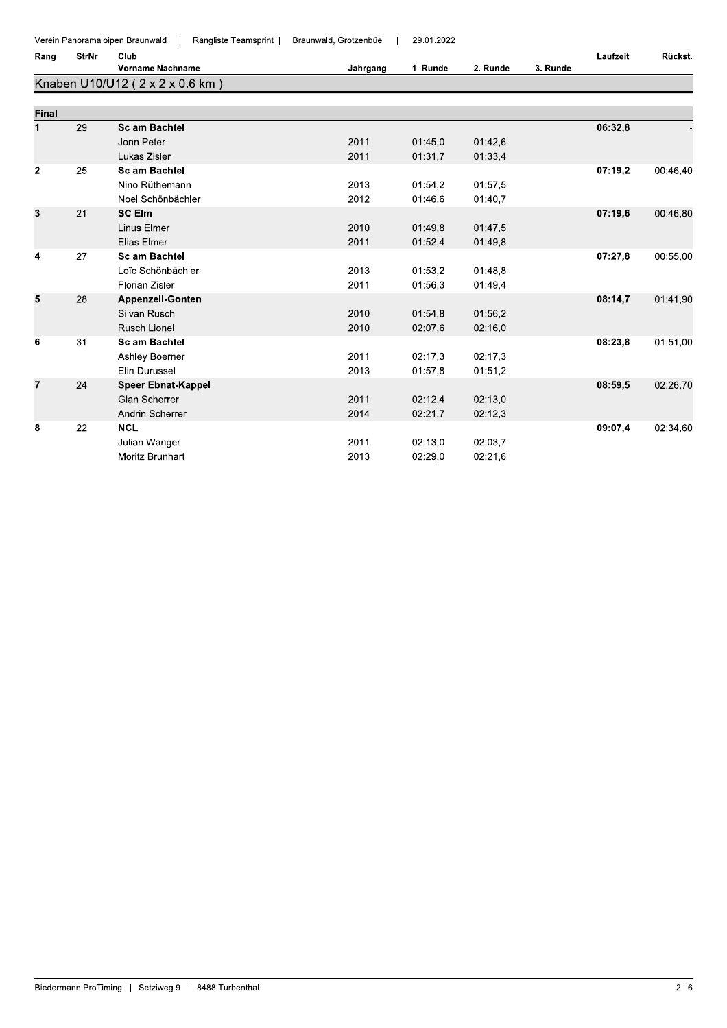Verein Panoramaloipen Braunwald | Rangliste Teamsprint | Braunwald, Grotzenbüel | 29.01.2022

## Knaben U10/U12 ( 2 x 2 x 0.6 km )

### Final

| Rang | StrNr | Club / Vorname Nachname | Jahrgang | 1. Runde | 2. Runde | 3. Runde | Laufzeit | Rückst. |
|---|---|---|---|---|---|---|---|---|
| 1 | 29 | **Sc am Bachtel** | | | | | **06:32,8** | - |
| | | Jonn Peter | 2011 | 01:45,0 | 01:42,6 | | | |
| | | Lukas Zisler | 2011 | 01:31,7 | 01:33,4 | | | |
| 2 | 25 | **Sc am Bachtel** | | | | | **07:19,2** | 00:46,40 |
| | | Nino Rüthemann | 2013 | 01:54,2 | 01:57,5 | | | |
| | | Noel Schönbächler | 2012 | 01:46,6 | 01:40,7 | | | |
| 3 | 21 | **SC Elm** | | | | | **07:19,6** | 00:46,80 |
| | | Linus Elmer | 2010 | 01:49,8 | 01:47,5 | | | |
| | | Elias Elmer | 2011 | 01:52,4 | 01:49,8 | | | |
| 4 | 27 | **Sc am Bachtel** | | | | | **07:27,8** | 00:55,00 |
| | | Loïc Schönbächler | 2013 | 01:53,2 | 01:48,8 | | | |
| | | Florian Zisler | 2011 | 01:56,3 | 01:49,4 | | | |
| 5 | 28 | **Appenzell-Gonten** | | | | | **08:14,7** | 01:41,90 |
| | | Silvan Rusch | 2010 | 01:54,8 | 01:56,2 | | | |
| | | Rusch Lionel | 2010 | 02:07,6 | 02:16,0 | | | |
| 6 | 31 | **Sc am Bachtel** | | | | | **08:23,8** | 01:51,00 |
| | | Ashley Boerner | 2011 | 02:17,3 | 02:17,3 | | | |
| | | Elin Durussel | 2013 | 01:57,8 | 01:51,2 | | | |
| 7 | 24 | **Speer Ebnat-Kappel** | | | | | **08:59,5** | 02:26,70 |
| | | Gian Scherrer | 2011 | 02:12,4 | 02:13,0 | | | |
| | | Andrin Scherrer | 2014 | 02:21,7 | 02:12,3 | | | |
| 8 | 22 | **NCL** | | | | | **09:07,4** | 02:34,60 |
| | | Julian Wanger | 2011 | 02:13,0 | 02:03,7 | | | |
| | | Moritz Brunhart | 2013 | 02:29,0 | 02:21,6 | | | |

Biedermann ProTiming | Setziweg 9 | 8488 Turbenthal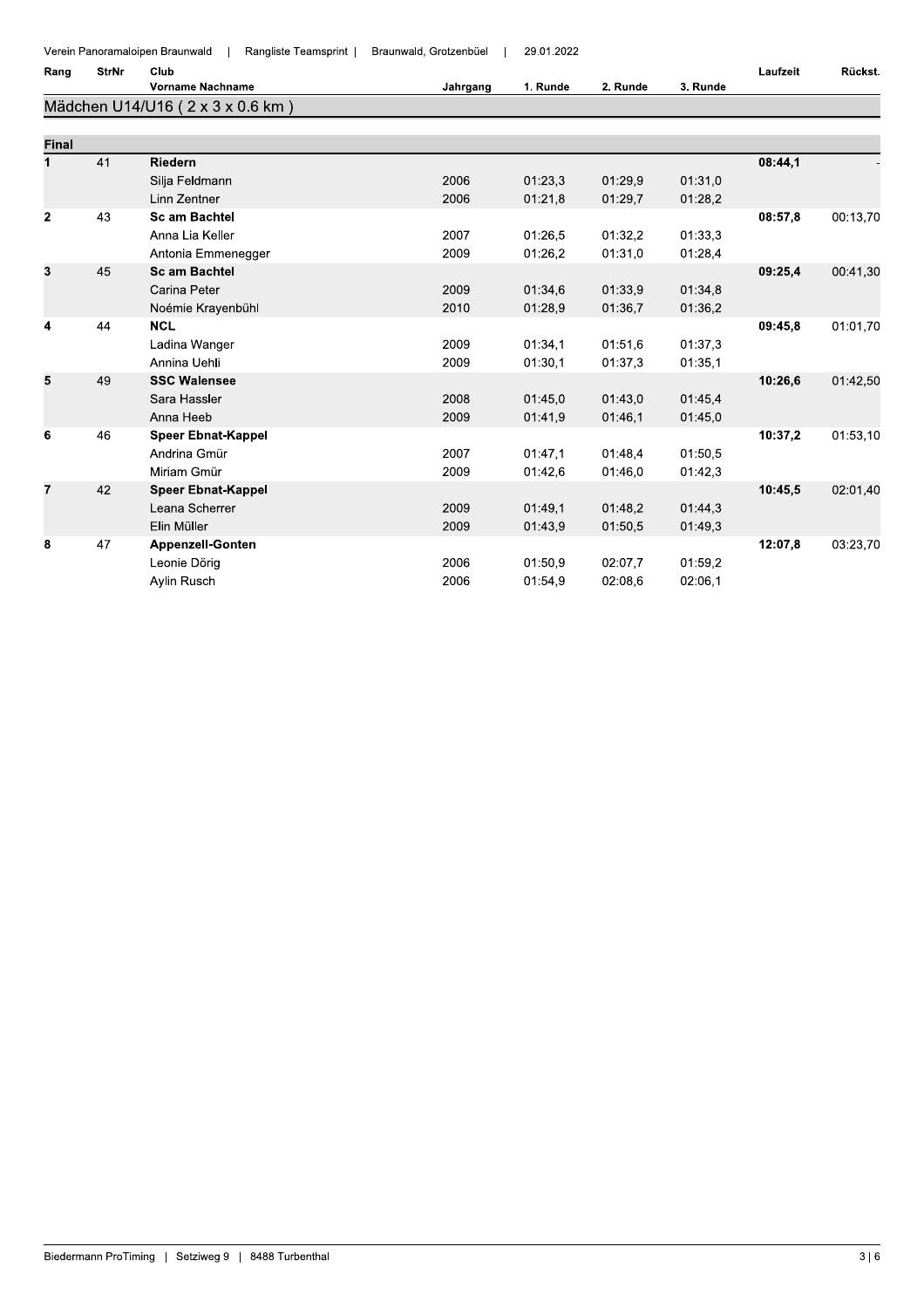Verein Panoramaloipen Braunwald | Rangliste Teamsprint | Braunwald, Grotzenbüel | 29.01.2022

## Mädchen U14/U16 ( 2 x 3 x 0.6 km )

### Final

| Rang | StrNr | Club / Vorname Nachname | Jahrgang | 1. Runde | 2. Runde | 3. Runde | Laufzeit | Rückst. |
|---|---|---|---|---|---|---|---|---|
| **1** | 41 | **Riedern** | | | | | **08:44,1** | - |
| | | Silja Feldmann | 2006 | 01:23,3 | 01:29,9 | 01:31,0 | | |
| | | Linn Zentner | 2006 | 01:21,8 | 01:29,7 | 01:28,2 | | |
| **2** | 43 | **Sc am Bachtel** | | | | | **08:57,8** | 00:13,70 |
| | | Anna Lia Keller | 2007 | 01:26,5 | 01:32,2 | 01:33,3 | | |
| | | Antonia Emmenegger | 2009 | 01:26,2 | 01:31,0 | 01:28,4 | | |
| **3** | 45 | **Sc am Bachtel** | | | | | **09:25,4** | 00:41,30 |
| | | Carina Peter | 2009 | 01:34,6 | 01:33,9 | 01:34,8 | | |
| | | Noémie Krayenbühl | 2010 | 01:28,9 | 01:36,7 | 01:36,2 | | |
| **4** | 44 | **NCL** | | | | | **09:45,8** | 01:01,70 |
| | | Ladina Wanger | 2009 | 01:34,1 | 01:51,6 | 01:37,3 | | |
| | | Annina Uehli | 2009 | 01:30,1 | 01:37,3 | 01:35,1 | | |
| **5** | 49 | **SSC Walensee** | | | | | **10:26,6** | 01:42,50 |
| | | Sara Hassler | 2008 | 01:45,0 | 01:43,0 | 01:45,4 | | |
| | | Anna Heeb | 2009 | 01:41,9 | 01:46,1 | 01:45,0 | | |
| **6** | 46 | **Speer Ebnat-Kappel** | | | | | **10:37,2** | 01:53,10 |
| | | Andrina Gmür | 2007 | 01:47,1 | 01:48,4 | 01:50,5 | | |
| | | Miriam Gmür | 2009 | 01:42,6 | 01:46,0 | 01:42,3 | | |
| **7** | 42 | **Speer Ebnat-Kappel** | | | | | **10:45,5** | 02:01,40 |
| | | Leana Scherrer | 2009 | 01:49,1 | 01:48,2 | 01:44,3 | | |
| | | Elin Müller | 2009 | 01:43,9 | 01:50,5 | 01:49,3 | | |
| **8** | 47 | **Appenzell-Gonten** | | | | | **12:07,8** | 03:23,70 |
| | | Leonie Dörig | 2006 | 01:50,9 | 02:07,7 | 01:59,2 | | |
| | | Aylin Rusch | 2006 | 01:54,9 | 02:08,6 | 02:06,1 | | |

Biedermann ProTiming | Setziweg 9 | 8488 Turbenthal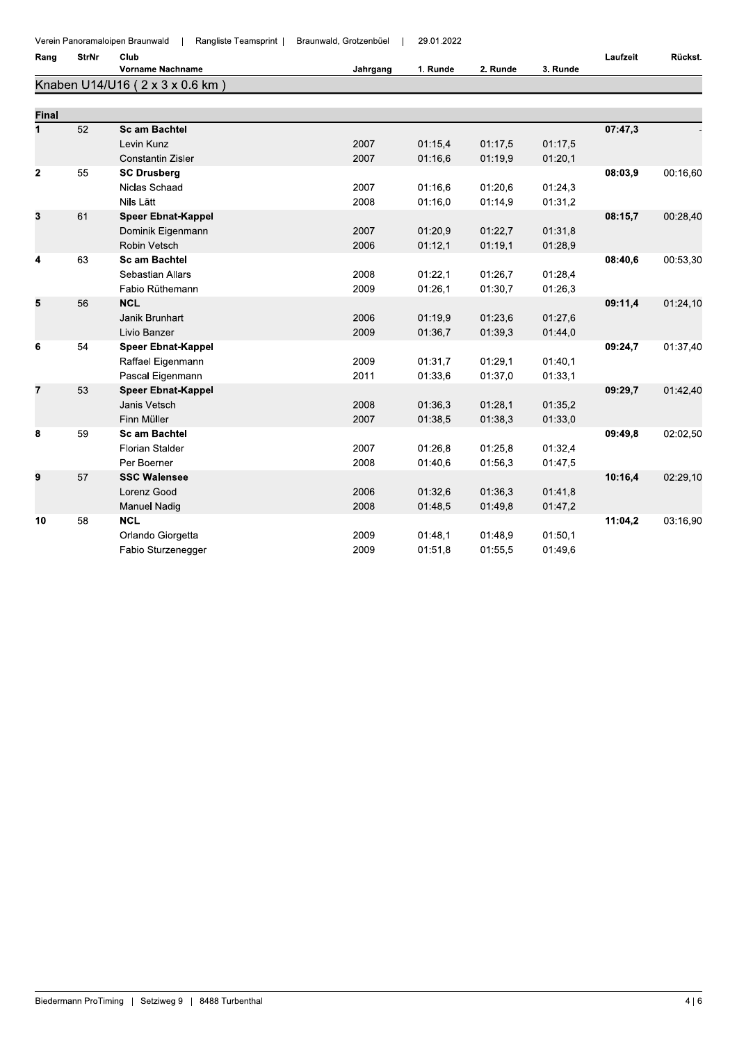Verein Panoramaloipen Braunwald | Rangliste Teamsprint | Braunwald, Grotzenbüel | 29.01.2022

## Knaben U14/U16 ( 2 x 3 x 0.6 km )

### Final

| Rang | StrNr | Club / Vorname Nachname | Jahrgang | 1. Runde | 2. Runde | 3. Runde | Laufzeit | Rückst. |
|---|---|---|---|---|---|---|---|---|
| 1 | 52 | **Sc am Bachtel** | | | | | **07:47,3** | - |
| | | Levin Kunz | 2007 | 01:15,4 | 01:17,5 | 01:17,5 | | |
| | | Constantin Zisler | 2007 | 01:16,6 | 01:19,9 | 01:20,1 | | |
| 2 | 55 | **SC Drusberg** | | | | | **08:03,9** | 00:16,60 |
| | | Niclas Schaad | 2007 | 01:16,6 | 01:20,6 | 01:24,3 | | |
| | | Nils Lätt | 2008 | 01:16,0 | 01:14,9 | 01:31,2 | | |
| 3 | 61 | **Speer Ebnat-Kappel** | | | | | **08:15,7** | 00:28,40 |
| | | Dominik Eigenmann | 2007 | 01:20,9 | 01:22,7 | 01:31,8 | | |
| | | Robin Vetsch | 2006 | 01:12,1 | 01:19,1 | 01:28,9 | | |
| 4 | 63 | **Sc am Bachtel** | | | | | **08:40,6** | 00:53,30 |
| | | Sebastian Allars | 2008 | 01:22,1 | 01:26,7 | 01:28,4 | | |
| | | Fabio Rüthemann | 2009 | 01:26,1 | 01:30,7 | 01:26,3 | | |
| 5 | 56 | **NCL** | | | | | **09:11,4** | 01:24,10 |
| | | Janik Brunhart | 2006 | 01:19,9 | 01:23,6 | 01:27,6 | | |
| | | Livio Banzer | 2009 | 01:36,7 | 01:39,3 | 01:44,0 | | |
| 6 | 54 | **Speer Ebnat-Kappel** | | | | | **09:24,7** | 01:37,40 |
| | | Raffael Eigenmann | 2009 | 01:31,7 | 01:29,1 | 01:40,1 | | |
| | | Pascal Eigenmann | 2011 | 01:33,6 | 01:37,0 | 01:33,1 | | |
| 7 | 53 | **Speer Ebnat-Kappel** | | | | | **09:29,7** | 01:42,40 |
| | | Janis Vetsch | 2008 | 01:36,3 | 01:28,1 | 01:35,2 | | |
| | | Finn Müller | 2007 | 01:38,5 | 01:38,3 | 01:33,0 | | |
| 8 | 59 | **Sc am Bachtel** | | | | | **09:49,8** | 02:02,50 |
| | | Florian Stalder | 2007 | 01:26,8 | 01:25,8 | 01:32,4 | | |
| | | Per Boerner | 2008 | 01:40,6 | 01:56,3 | 01:47,5 | | |
| 9 | 57 | **SSC Walensee** | | | | | **10:16,4** | 02:29,10 |
| | | Lorenz Good | 2006 | 01:32,6 | 01:36,3 | 01:41,8 | | |
| | | Manuel Nadig | 2008 | 01:48,5 | 01:49,8 | 01:47,2 | | |
| 10 | 58 | **NCL** | | | | | **11:04,2** | 03:16,90 |
| | | Orlando Giorgetta | 2009 | 01:48,1 | 01:48,9 | 01:50,1 | | |
| | | Fabio Sturzenegger | 2009 | 01:51,8 | 01:55,5 | 01:49,6 | | |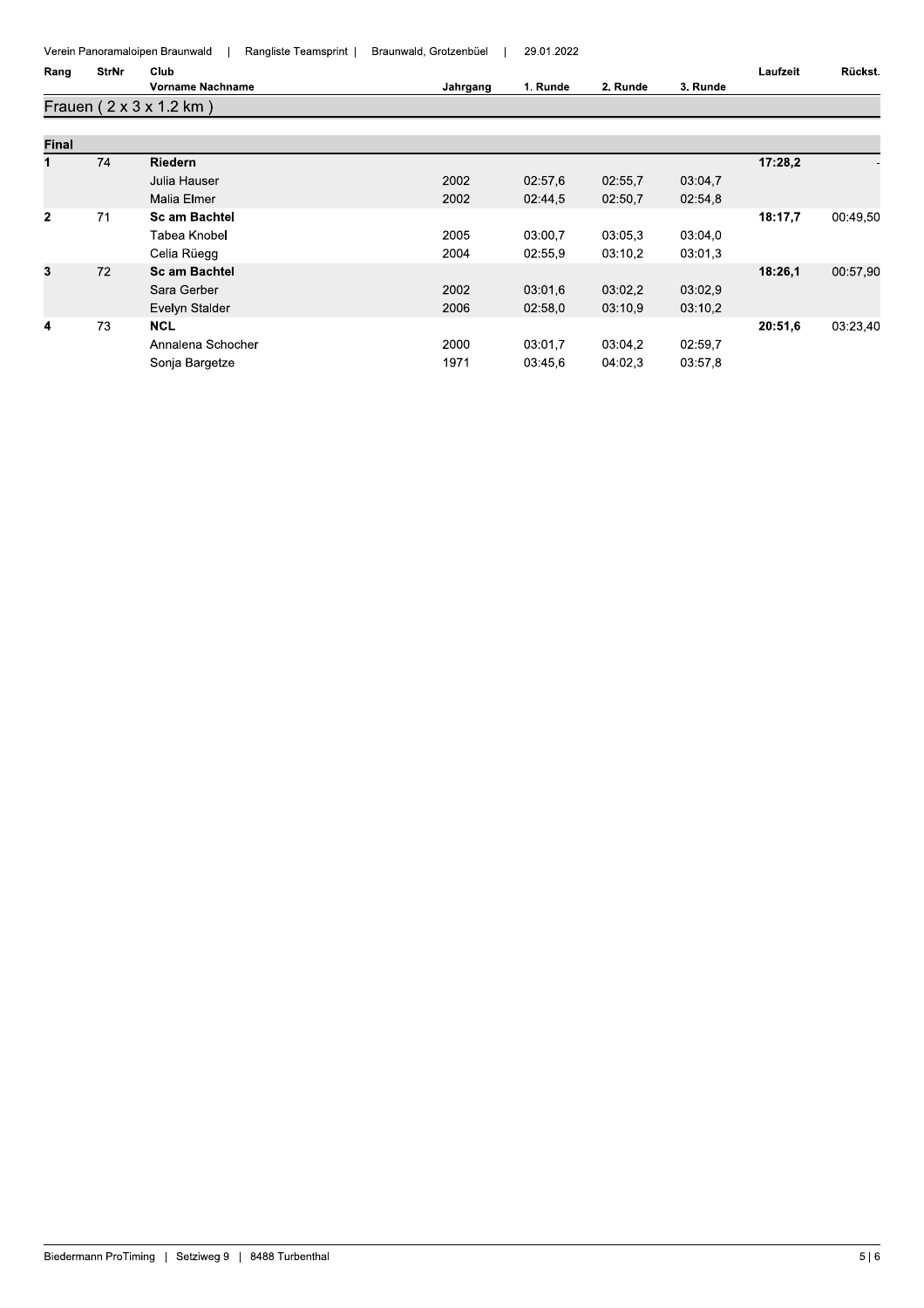Verein Panoramaloipen Braunwald | Rangliste Teamsprint | Braunwald, Grotzenbüel | 29.01.2022

## Frauen ( 2 x 3 x 1.2 km )

### Final

| Rang | StrNr | Club / Vorname Nachname | Jahrgang | 1. Runde | 2. Runde | 3. Runde | Laufzeit | Rückst. |
|---|---|---|---|---|---|---|---|---|
| 1 | 74 | **Riedern** | | | | | **17:28,2** | - |
| | | Julia Hauser | 2002 | 02:57,6 | 02:55,7 | 03:04,7 | | |
| | | Malia Elmer | 2002 | 02:44,5 | 02:50,7 | 02:54,8 | | |
| 2 | 71 | **Sc am Bachtel** | | | | | **18:17,7** | 00:49,50 |
| | | Tabea Knobel | 2005 | 03:00,7 | 03:05,3 | 03:04,0 | | |
| | | Celia Rüegg | 2004 | 02:55,9 | 03:10,2 | 03:01,3 | | |
| 3 | 72 | **Sc am Bachtel** | | | | | **18:26,1** | 00:57,90 |
| | | Sara Gerber | 2002 | 03:01,6 | 03:02,2 | 03:02,9 | | |
| | | Evelyn Stalder | 2006 | 02:58,0 | 03:10,9 | 03:10,2 | | |
| 4 | 73 | **NCL** | | | | | **20:51,6** | 03:23,40 |
| | | Annalena Schocher | 2000 | 03:01,7 | 03:04,2 | 02:59,7 | | |
| | | Sonja Bargetze | 1971 | 03:45,6 | 04:02,3 | 03:57,8 | | |

Biedermann ProTiming | Setziweg 9 | 8488 Turbenthal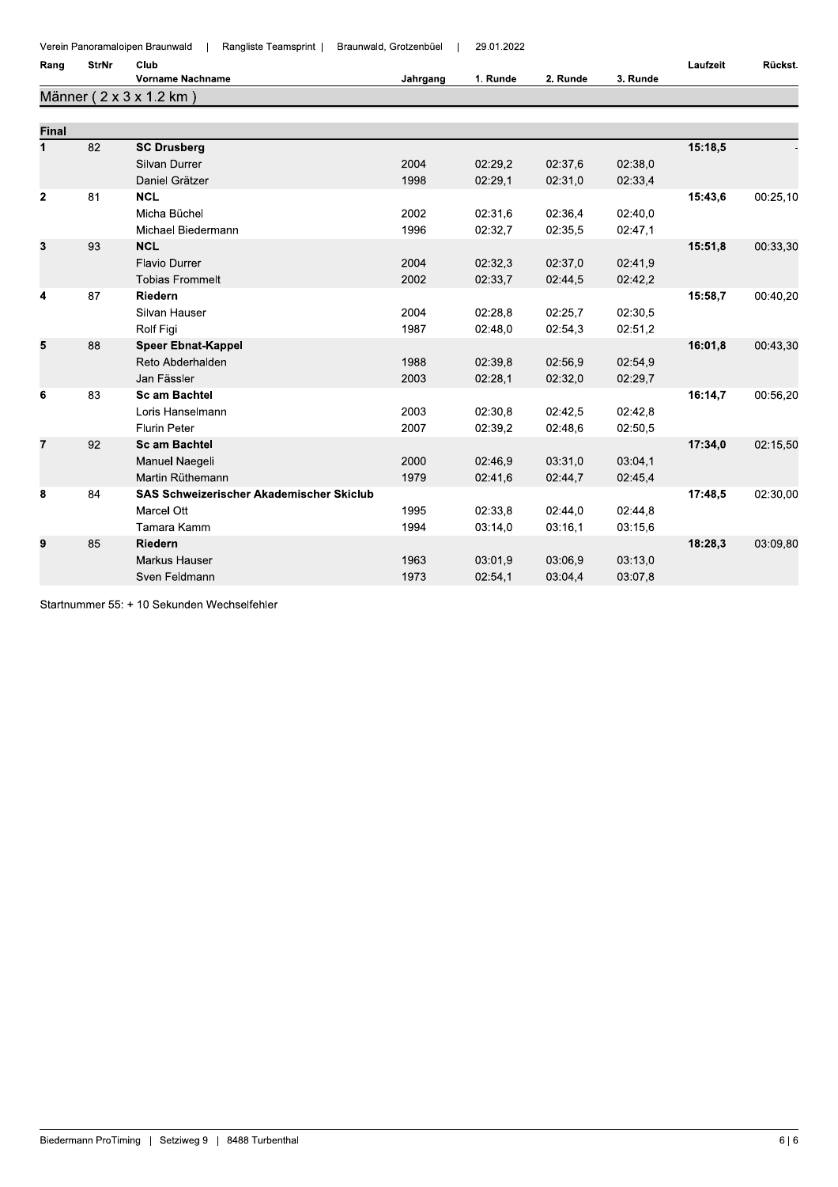Verein Panoramaloipen Braunwald | Rangliste Teamsprint | Braunwald, Grotzenbüel | 29.01.2022

## Männer ( 2 x 3 x 1.2 km )

### Final

| Rang | StrNr | Club / Vorname Nachname | Jahrgang | 1. Runde | 2. Runde | 3. Runde | Laufzeit | Rückst. |
|---|---|---|---|---|---|---|---|---|
| 1 | 82 | **SC Drusberg** | | | | | **15:18,5** | - |
| | | Silvan Durrer | 2004 | 02:29,2 | 02:37,6 | 02:38,0 | | |
| | | Daniel Grätzer | 1998 | 02:29,1 | 02:31,0 | 02:33,4 | | |
| 2 | 81 | **NCL** | | | | | **15:43,6** | 00:25,10 |
| | | Micha Büchel | 2002 | 02:31,6 | 02:36,4 | 02:40,0 | | |
| | | Michael Biedermann | 1996 | 02:32,7 | 02:35,5 | 02:47,1 | | |
| 3 | 93 | **NCL** | | | | | **15:51,8** | 00:33,30 |
| | | Flavio Durrer | 2004 | 02:32,3 | 02:37,0 | 02:41,9 | | |
| | | Tobias Frommelt | 2002 | 02:33,7 | 02:44,5 | 02:42,2 | | |
| 4 | 87 | **Riedern** | | | | | **15:58,7** | 00:40,20 |
| | | Silvan Hauser | 2004 | 02:28,8 | 02:25,7 | 02:30,5 | | |
| | | Rolf Figi | 1987 | 02:48,0 | 02:54,3 | 02:51,2 | | |
| 5 | 88 | **Speer Ebnat-Kappel** | | | | | **16:01,8** | 00:43,30 |
| | | Reto Abderhalden | 1988 | 02:39,8 | 02:56,9 | 02:54,9 | | |
| | | Jan Fässler | 2003 | 02:28,1 | 02:32,0 | 02:29,7 | | |
| 6 | 83 | **Sc am Bachtel** | | | | | **16:14,7** | 00:56,20 |
| | | Loris Hanselmann | 2003 | 02:30,8 | 02:42,5 | 02:42,8 | | |
| | | Flurin Peter | 2007 | 02:39,2 | 02:48,6 | 02:50,5 | | |
| 7 | 92 | **Sc am Bachtel** | | | | | **17:34,0** | 02:15,50 |
| | | Manuel Naegeli | 2000 | 02:46,9 | 03:31,0 | 03:04,1 | | |
| | | Martin Rüthemann | 1979 | 02:41,6 | 02:44,7 | 02:45,4 | | |
| 8 | 84 | **SAS Schweizerischer Akademischer Skiclub** | | | | | **17:48,5** | 02:30,00 |
| | | Marcel Ott | 1995 | 02:33,8 | 02:44,0 | 02:44,8 | | |
| | | Tamara Kamm | 1994 | 03:14,0 | 03:16,1 | 03:15,6 | | |
| 9 | 85 | **Riedern** | | | | | **18:28,3** | 03:09,80 |
| | | Markus Hauser | 1963 | 03:01,9 | 03:06,9 | 03:13,0 | | |
| | | Sven Feldmann | 1973 | 02:54,1 | 03:04,4 | 03:07,8 | | |

Startnummer 55: + 10 Sekunden Wechselfehler

Biedermann ProTiming | Setziweg 9 | 8488 Turbenthal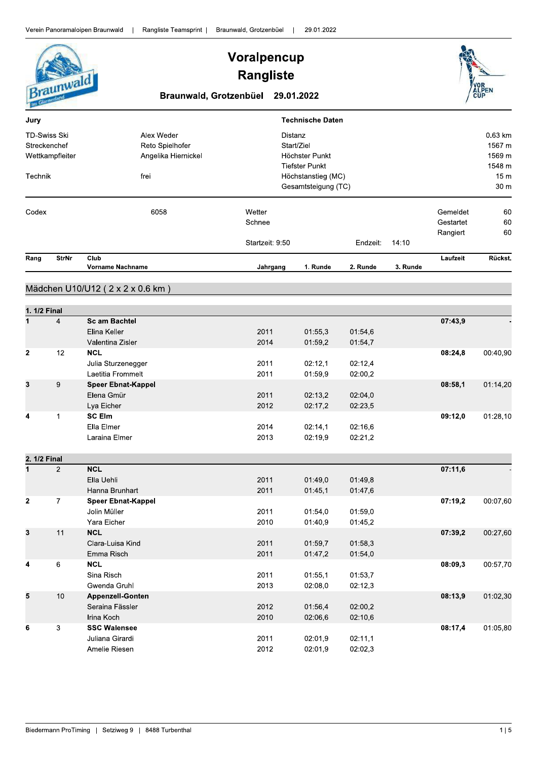# Voralpencup
# Rangliste

**Braunwald, Grotzenbüel 29.01.2022**

| Jury | | Technische Daten | |
|---|---|---|---|
| TD-Swiss Ski | Alex Weder | Distanz | 0.63 km |
| Streckenchef | Reto Spielhofer | Start/Ziel | 1567 m |
| Wettkampfleiter | Angelika Hiernickel | Höchster Punkt | 1569 m |
| | | Tiefster Punkt | 1548 m |
| Technik | frei | Höchstanstieg (MC) | 15 m |
| | | Gesamtsteigung (TC) | 30 m |

| | | | | | |
|---|---|---|---|---|---|
| Codex | 6058 | Wetter | | Gemeldet | 60 |
| | | Schnee | | Gestartet | 60 |
| | | | | Rangiert | 60 |
| | | Startzeit: 9:50 | Endzeit: 14:10 | | |

## Mädchen U10/U12 ( 2 x 2 x 0.6 km )

### 1. 1/2 Final

| Rang | StrNr | Club / Vorname Nachname | Jahrgang | 1. Runde | 2. Runde | 3. Runde | Laufzeit | Rückst. |
|---|---|---|---|---|---|---|---|---|
| 1 | 4 | **Sc am Bachtel** | | | | | **07:43,9** | - |
| | | Elina Keller | 2011 | 01:55,3 | 01:54,6 | | | |
| | | Valentina Zisler | 2014 | 01:59,2 | 01:54,7 | | | |
| 2 | 12 | **NCL** | | | | | **08:24,8** | 00:40,90 |
| | | Julia Sturzenegger | 2011 | 02:12,1 | 02:12,4 | | | |
| | | Laetitia Frommelt | 2011 | 01:59,9 | 02:00,2 | | | |
| 3 | 9 | **Speer Ebnat-Kappel** | | | | | **08:58,1** | 01:14,20 |
| | | Elena Gmür | 2011 | 02:13,2 | 02:04,0 | | | |
| | | Lya Eicher | 2012 | 02:17,2 | 02:23,5 | | | |
| 4 | 1 | **SC Elm** | | | | | **09:12,0** | 01:28,10 |
| | | Ella Elmer | 2014 | 02:14,1 | 02:16,6 | | | |
| | | Laraina Elmer | 2013 | 02:19,9 | 02:21,2 | | | |

### 2. 1/2 Final

| Rang | StrNr | Club / Vorname Nachname | Jahrgang | 1. Runde | 2. Runde | 3. Runde | Laufzeit | Rückst. |
|---|---|---|---|---|---|---|---|---|
| 1 | 2 | **NCL** | | | | | **07:11,6** | - |
| | | Ella Uehli | 2011 | 01:49,0 | 01:49,8 | | | |
| | | Hanna Brunhart | 2011 | 01:45,1 | 01:47,6 | | | |
| 2 | 7 | **Speer Ebnat-Kappel** | | | | | **07:19,2** | 00:07,60 |
| | | Jolin Müller | 2011 | 01:54,0 | 01:59,0 | | | |
| | | Yara Eicher | 2010 | 01:40,9 | 01:45,2 | | | |
| 3 | 11 | **NCL** | | | | | **07:39,2** | 00:27,60 |
| | | Clara-Luisa Kind | 2011 | 01:59,7 | 01:58,3 | | | |
| | | Emma Risch | 2011 | 01:47,2 | 01:54,0 | | | |
| 4 | 6 | **NCL** | | | | | **08:09,3** | 00:57,70 |
| | | Sina Risch | 2011 | 01:55,1 | 01:53,7 | | | |
| | | Gwenda Gruhl | 2013 | 02:08,0 | 02:12,3 | | | |
| 5 | 10 | **Appenzell-Gonten** | | | | | **08:13,9** | 01:02,30 |
| | | Seraina Fässler | 2012 | 01:56,4 | 02:00,2 | | | |
| | | Irina Koch | 2010 | 02:06,6 | 02:10,6 | | | |
| 6 | 3 | **SSC Walensee** | | | | | **08:17,4** | 01:05,80 |
| | | Juliana Girardi | 2011 | 02:01,9 | 02:11,1 | | | |
| | | Amelie Riesen | 2012 | 02:01,9 | 02:02,3 | | | |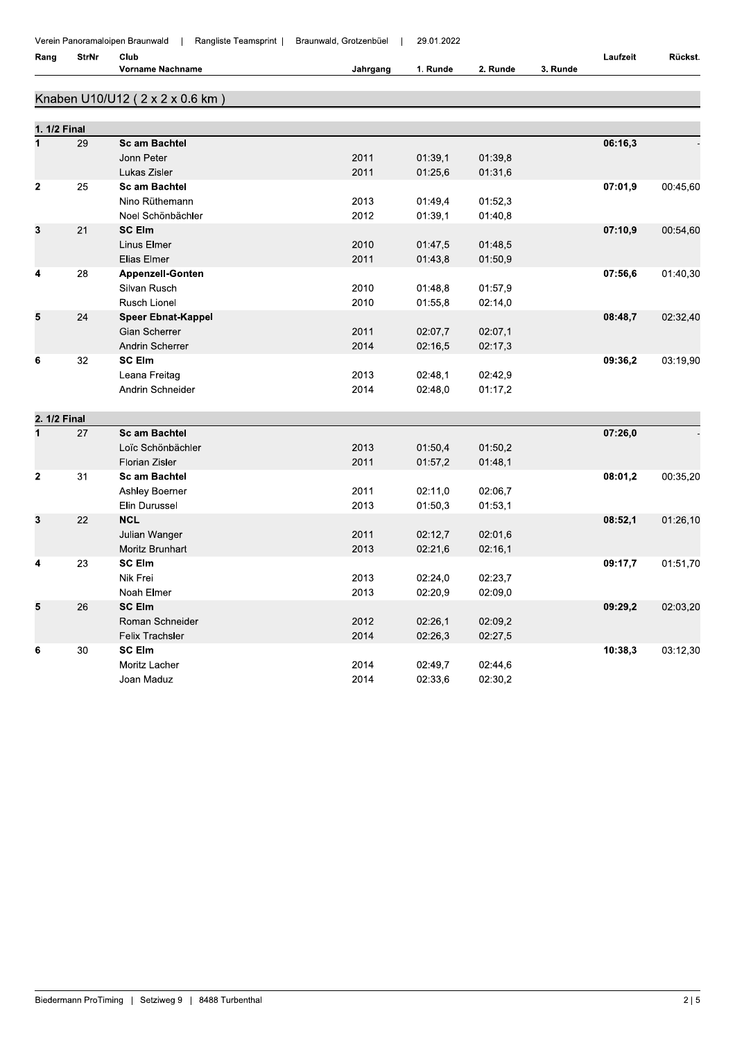Verein Panoramaloipen Braunwald | Rangliste Teamsprint | Braunwald, Grotzenbüel | 29.01.2022

## Knaben U10/U12 ( 2 x 2 x 0.6 km )

### 1. 1/2 Final

| Rang | StrNr | Club / Vorname Nachname | Jahrgang | 1. Runde | 2. Runde | 3. Runde | Laufzeit | Rückst. |
|---|---|---|---|---|---|---|---|---|
| 1 | 29 | **Sc am Bachtel** | | | | | **06:16,3** | - |
| | | Jonn Peter | 2011 | 01:39,1 | 01:39,8 | | | |
| | | Lukas Zisler | 2011 | 01:25,6 | 01:31,6 | | | |
| 2 | 25 | **Sc am Bachtel** | | | | | **07:01,9** | 00:45,60 |
| | | Nino Rüthemann | 2013 | 01:49,4 | 01:52,3 | | | |
| | | Noel Schönbächler | 2012 | 01:39,1 | 01:40,8 | | | |
| 3 | 21 | **SC Elm** | | | | | **07:10,9** | 00:54,60 |
| | | Linus Elmer | 2010 | 01:47,5 | 01:48,5 | | | |
| | | Elias Elmer | 2011 | 01:43,8 | 01:50,9 | | | |
| 4 | 28 | **Appenzell-Gonten** | | | | | **07:56,6** | 01:40,30 |
| | | Silvan Rusch | 2010 | 01:48,8 | 01:57,9 | | | |
| | | Rusch Lionel | 2010 | 01:55,8 | 02:14,0 | | | |
| 5 | 24 | **Speer Ebnat-Kappel** | | | | | **08:48,7** | 02:32,40 |
| | | Gian Scherrer | 2011 | 02:07,7 | 02:07,1 | | | |
| | | Andrin Scherrer | 2014 | 02:16,5 | 02:17,3 | | | |
| 6 | 32 | **SC Elm** | | | | | **09:36,2** | 03:19,90 |
| | | Leana Freitag | 2013 | 02:48,1 | 02:42,9 | | | |
| | | Andrin Schneider | 2014 | 02:48,0 | 01:17,2 | | | |

### 2. 1/2 Final

| Rang | StrNr | Club / Vorname Nachname | Jahrgang | 1. Runde | 2. Runde | 3. Runde | Laufzeit | Rückst. |
|---|---|---|---|---|---|---|---|---|
| 1 | 27 | **Sc am Bachtel** | | | | | **07:26,0** | - |
| | | Loïc Schönbächler | 2013 | 01:50,4 | 01:50,2 | | | |
| | | Florian Zisler | 2011 | 01:57,2 | 01:48,1 | | | |
| 2 | 31 | **Sc am Bachtel** | | | | | **08:01,2** | 00:35,20 |
| | | Ashley Boerner | 2011 | 02:11,0 | 02:06,7 | | | |
| | | Elin Durussel | 2013 | 01:50,3 | 01:53,1 | | | |
| 3 | 22 | **NCL** | | | | | **08:52,1** | 01:26,10 |
| | | Julian Wanger | 2011 | 02:12,7 | 02:01,6 | | | |
| | | Moritz Brunhart | 2013 | 02:21,6 | 02:16,1 | | | |
| 4 | 23 | **SC Elm** | | | | | **09:17,7** | 01:51,70 |
| | | Nik Frei | 2013 | 02:24,0 | 02:23,7 | | | |
| | | Noah Elmer | 2013 | 02:20,9 | 02:09,0 | | | |
| 5 | 26 | **SC Elm** | | | | | **09:29,2** | 02:03,20 |
| | | Roman Schneider | 2012 | 02:26,1 | 02:09,2 | | | |
| | | Felix Trachsler | 2014 | 02:26,3 | 02:27,5 | | | |
| 6 | 30 | **SC Elm** | | | | | **10:38,3** | 03:12,30 |
| | | Moritz Lacher | 2014 | 02:49,7 | 02:44,6 | | | |
| | | Joan Maduz | 2014 | 02:33,6 | 02:30,2 | | | |

Biedermann ProTiming | Setziweg 9 | 8488 Turbenthal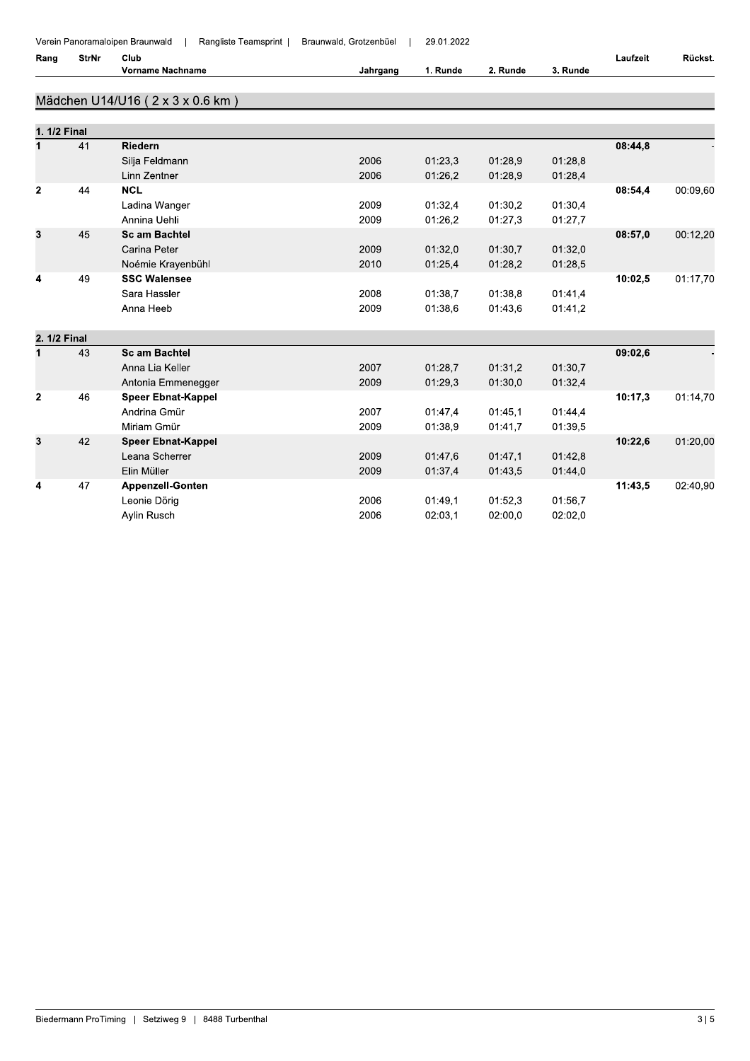Verein Panoramaloipen Braunwald | Rangliste Teamsprint | Braunwald, Grotzenbüel | 29.01.2022

## Mädchen U14/U16 ( 2 x 3 x 0.6 km )

| Rang | StrNr | Club / Vorname Nachname | Jahrgang | 1. Runde | 2. Runde | 3. Runde | Laufzeit | Rückst. |
|---|---|---|---|---|---|---|---|---|
| **1. 1/2 Final** | | | | | | | | |
| **1** | 41 | **Riedern** | | | | | **08:44,8** | - |
| | | Silja Feldmann | 2006 | 01:23,3 | 01:28,9 | 01:28,8 | | |
| | | Linn Zentner | 2006 | 01:26,2 | 01:28,9 | 01:28,4 | | |
| **2** | 44 | **NCL** | | | | | **08:54,4** | 00:09,60 |
| | | Ladina Wanger | 2009 | 01:32,4 | 01:30,2 | 01:30,4 | | |
| | | Annina Uehli | 2009 | 01:26,2 | 01:27,3 | 01:27,7 | | |
| **3** | 45 | **Sc am Bachtel** | | | | | **08:57,0** | 00:12,20 |
| | | Carina Peter | 2009 | 01:32,0 | 01:30,7 | 01:32,0 | | |
| | | Noémie Krayenbühl | 2010 | 01:25,4 | 01:28,2 | 01:28,5 | | |
| **4** | 49 | **SSC Walensee** | | | | | **10:02,5** | 01:17,70 |
| | | Sara Hassler | 2008 | 01:38,7 | 01:38,8 | 01:41,4 | | |
| | | Anna Heeb | 2009 | 01:38,6 | 01:43,6 | 01:41,2 | | |
| **2. 1/2 Final** | | | | | | | | |
| **1** | 43 | **Sc am Bachtel** | | | | | **09:02,6** | - |
| | | Anna Lia Keller | 2007 | 01:28,7 | 01:31,2 | 01:30,7 | | |
| | | Antonia Emmenegger | 2009 | 01:29,3 | 01:30,0 | 01:32,4 | | |
| **2** | 46 | **Speer Ebnat-Kappel** | | | | | **10:17,3** | 01:14,70 |
| | | Andrina Gmür | 2007 | 01:47,4 | 01:45,1 | 01:44,4 | | |
| | | Miriam Gmür | 2009 | 01:38,9 | 01:41,7 | 01:39,5 | | |
| **3** | 42 | **Speer Ebnat-Kappel** | | | | | **10:22,6** | 01:20,00 |
| | | Leana Scherrer | 2009 | 01:47,6 | 01:47,1 | 01:42,8 | | |
| | | Elin Müller | 2009 | 01:37,4 | 01:43,5 | 01:44,0 | | |
| **4** | 47 | **Appenzell-Gonten** | | | | | **11:43,5** | 02:40,90 |
| | | Leonie Dörig | 2006 | 01:49,1 | 01:52,3 | 01:56,7 | | |
| | | Aylin Rusch | 2006 | 02:03,1 | 02:00,0 | 02:02,0 | | |

Biedermann ProTiming | Setziweg 9 | 8488 Turbenthal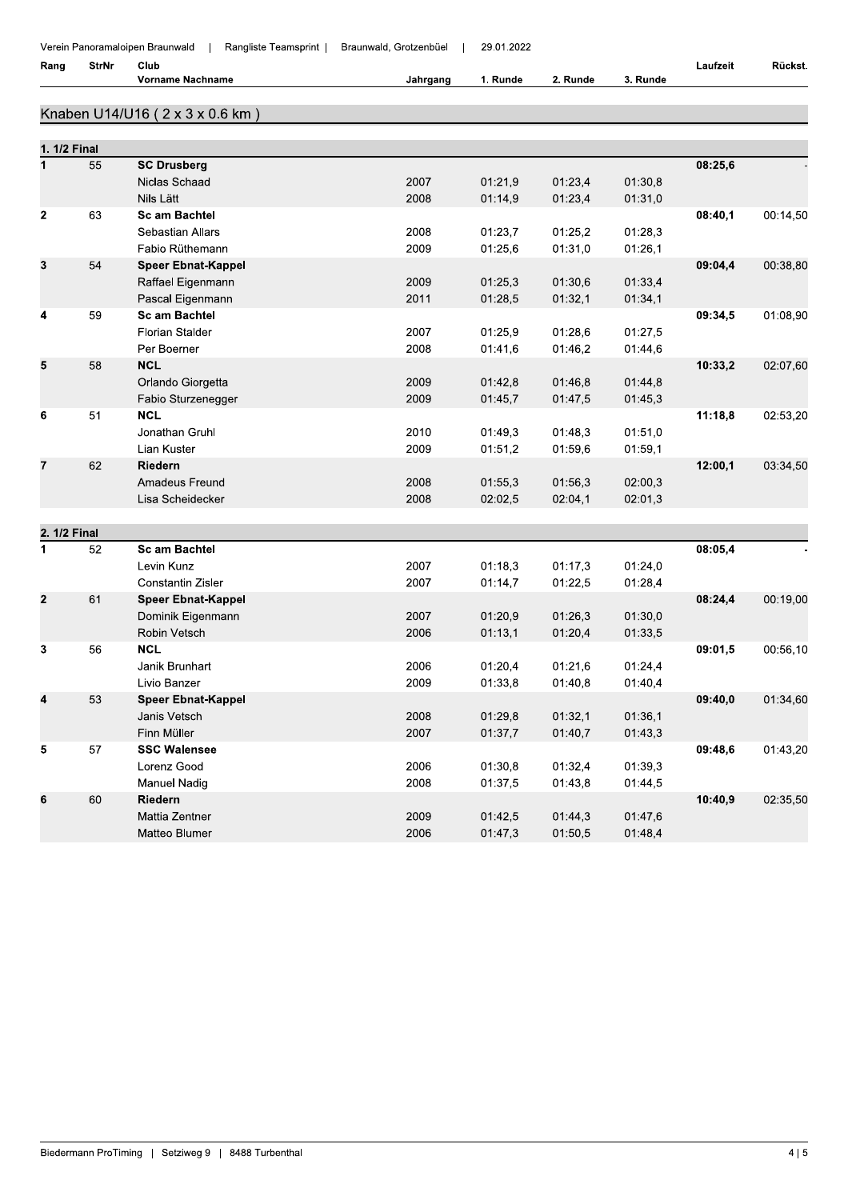Verein Panoramaloipen Braunwald | Rangliste Teamsprint | Braunwald, Grotzenbüel | 29.01.2022

## Knaben U14/U16 ( 2 x 3 x 0.6 km )

### 1. 1/2 Final

| Rang | StrNr | Club / Vorname Nachname | Jahrgang | 1. Runde | 2. Runde | 3. Runde | Laufzeit | Rückst. |
|---|---|---|---|---|---|---|---|---|
| 1 | 55 | **SC Drusberg** | | | | | **08:25,6** | - |
| | | Niclas Schaad | 2007 | 01:21,9 | 01:23,4 | 01:30,8 | | |
| | | Nils Lätt | 2008 | 01:14,9 | 01:23,4 | 01:31,0 | | |
| 2 | 63 | **Sc am Bachtel** | | | | | **08:40,1** | 00:14,50 |
| | | Sebastian Allars | 2008 | 01:23,7 | 01:25,2 | 01:28,3 | | |
| | | Fabio Rüthemann | 2009 | 01:25,6 | 01:31,0 | 01:26,1 | | |
| 3 | 54 | **Speer Ebnat-Kappel** | | | | | **09:04,4** | 00:38,80 |
| | | Raffael Eigenmann | 2009 | 01:25,3 | 01:30,6 | 01:33,4 | | |
| | | Pascal Eigenmann | 2011 | 01:28,5 | 01:32,1 | 01:34,1 | | |
| 4 | 59 | **Sc am Bachtel** | | | | | **09:34,5** | 01:08,90 |
| | | Florian Stalder | 2007 | 01:25,9 | 01:28,6 | 01:27,5 | | |
| | | Per Boerner | 2008 | 01:41,6 | 01:46,2 | 01:44,6 | | |
| 5 | 58 | **NCL** | | | | | **10:33,2** | 02:07,60 |
| | | Orlando Giorgetta | 2009 | 01:42,8 | 01:46,8 | 01:44,8 | | |
| | | Fabio Sturzenegger | 2009 | 01:45,7 | 01:47,5 | 01:45,3 | | |
| 6 | 51 | **NCL** | | | | | **11:18,8** | 02:53,20 |
| | | Jonathan Gruhl | 2010 | 01:49,3 | 01:48,3 | 01:51,0 | | |
| | | Lian Kuster | 2009 | 01:51,2 | 01:59,6 | 01:59,1 | | |
| 7 | 62 | **Riedern** | | | | | **12:00,1** | 03:34,50 |
| | | Amadeus Freund | 2008 | 01:55,3 | 01:56,3 | 02:00,3 | | |
| | | Lisa Scheidecker | 2008 | 02:02,5 | 02:04,1 | 02:01,3 | | |

### 2. 1/2 Final

| Rang | StrNr | Club / Vorname Nachname | Jahrgang | 1. Runde | 2. Runde | 3. Runde | Laufzeit | Rückst. |
|---|---|---|---|---|---|---|---|---|
| 1 | 52 | **Sc am Bachtel** | | | | | **08:05,4** | - |
| | | Levin Kunz | 2007 | 01:18,3 | 01:17,3 | 01:24,0 | | |
| | | Constantin Zisler | 2007 | 01:14,7 | 01:22,5 | 01:28,4 | | |
| 2 | 61 | **Speer Ebnat-Kappel** | | | | | **08:24,4** | 00:19,00 |
| | | Dominik Eigenmann | 2007 | 01:20,9 | 01:26,3 | 01:30,0 | | |
| | | Robin Vetsch | 2006 | 01:13,1 | 01:20,4 | 01:33,5 | | |
| 3 | 56 | **NCL** | | | | | **09:01,5** | 00:56,10 |
| | | Janik Brunhart | 2006 | 01:20,4 | 01:21,6 | 01:24,4 | | |
| | | Livio Banzer | 2009 | 01:33,8 | 01:40,8 | 01:40,4 | | |
| 4 | 53 | **Speer Ebnat-Kappel** | | | | | **09:40,0** | 01:34,60 |
| | | Janis Vetsch | 2008 | 01:29,8 | 01:32,1 | 01:36,1 | | |
| | | Finn Müller | 2007 | 01:37,7 | 01:40,7 | 01:43,3 | | |
| 5 | 57 | **SSC Walensee** | | | | | **09:48,6** | 01:43,20 |
| | | Lorenz Good | 2006 | 01:30,8 | 01:32,4 | 01:39,3 | | |
| | | Manuel Nadig | 2008 | 01:37,5 | 01:43,8 | 01:44,5 | | |
| 6 | 60 | **Riedern** | | | | | **10:40,9** | 02:35,50 |
| | | Mattia Zentner | 2009 | 01:42,5 | 01:44,3 | 01:47,6 | | |
| | | Matteo Blumer | 2006 | 01:47,3 | 01:50,5 | 01:48,4 | | |

Biedermann ProTiming | Setziweg 9 | 8488 Turbenthal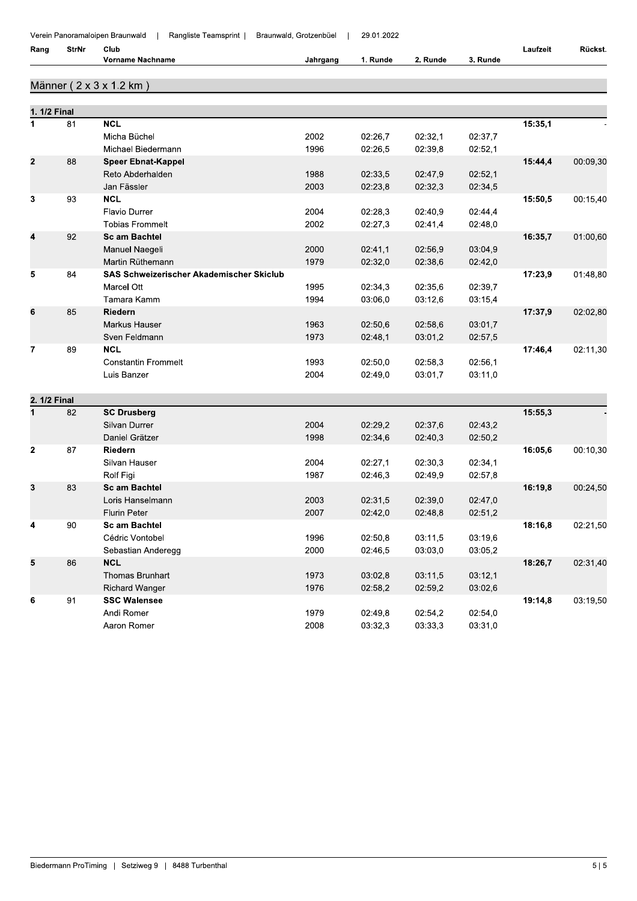## Männer ( 2 x 3 x 1.2 km )

### 1. 1/2 Final

| Rang | StrNr | Club / Vorname Nachname | Jahrgang | 1. Runde | 2. Runde | 3. Runde | Laufzeit | Rückst. |
| --- | --- | --- | --- | --- | --- | --- | --- | --- |
| 1 | 81 | **NCL** | | | | | **15:35,1** | - |
| | | Micha Büchel | 2002 | 02:26,7 | 02:32,1 | 02:37,7 | | |
| | | Michael Biedermann | 1996 | 02:26,5 | 02:39,8 | 02:52,1 | | |
| 2 | 88 | **Speer Ebnat-Kappel** | | | | | **15:44,4** | 00:09,30 |
| | | Reto Abderhalden | 1988 | 02:33,5 | 02:47,9 | 02:52,1 | | |
| | | Jan Fässler | 2003 | 02:23,8 | 02:32,3 | 02:34,5 | | |
| 3 | 93 | **NCL** | | | | | **15:50,5** | 00:15,40 |
| | | Flavio Durrer | 2004 | 02:28,3 | 02:40,9 | 02:44,4 | | |
| | | Tobias Frommelt | 2002 | 02:27,3 | 02:41,4 | 02:48,0 | | |
| 4 | 92 | **Sc am Bachtel** | | | | | **16:35,7** | 01:00,60 |
| | | Manuel Naegeli | 2000 | 02:41,1 | 02:56,9 | 03:04,9 | | |
| | | Martin Rüthemann | 1979 | 02:32,0 | 02:38,6 | 02:42,0 | | |
| 5 | 84 | **SAS Schweizerischer Akademischer Skiclub** | | | | | **17:23,9** | 01:48,80 |
| | | Marcel Ott | 1995 | 02:34,3 | 02:35,6 | 02:39,7 | | |
| | | Tamara Kamm | 1994 | 03:06,0 | 03:12,6 | 03:15,4 | | |
| 6 | 85 | **Riedern** | | | | | **17:37,9** | 02:02,80 |
| | | Markus Hauser | 1963 | 02:50,6 | 02:58,6 | 03:01,7 | | |
| | | Sven Feldmann | 1973 | 02:48,1 | 03:01,2 | 02:57,5 | | |
| 7 | 89 | **NCL** | | | | | **17:46,4** | 02:11,30 |
| | | Constantin Frommelt | 1993 | 02:50,0 | 02:58,3 | 02:56,1 | | |
| | | Luis Banzer | 2004 | 02:49,0 | 03:01,7 | 03:11,0 | | |

### 2. 1/2 Final

| Rang | StrNr | Club / Vorname Nachname | Jahrgang | 1. Runde | 2. Runde | 3. Runde | Laufzeit | Rückst. |
| --- | --- | --- | --- | --- | --- | --- | --- | --- |
| 1 | 82 | **SC Drusberg** | | | | | **15:55,3** | - |
| | | Silvan Durrer | 2004 | 02:29,2 | 02:37,6 | 02:43,2 | | |
| | | Daniel Grätzer | 1998 | 02:34,6 | 02:40,3 | 02:50,2 | | |
| 2 | 87 | **Riedern** | | | | | **16:05,6** | 00:10,30 |
| | | Silvan Hauser | 2004 | 02:27,1 | 02:30,3 | 02:34,1 | | |
| | | Rolf Figi | 1987 | 02:46,3 | 02:49,9 | 02:57,8 | | |
| 3 | 83 | **Sc am Bachtel** | | | | | **16:19,8** | 00:24,50 |
| | | Loris Hanselmann | 2003 | 02:31,5 | 02:39,0 | 02:47,0 | | |
| | | Flurin Peter | 2007 | 02:42,0 | 02:48,8 | 02:51,2 | | |
| 4 | 90 | **Sc am Bachtel** | | | | | **18:16,8** | 02:21,50 |
| | | Cédric Vontobel | 1996 | 02:50,8 | 03:11,5 | 03:19,6 | | |
| | | Sebastian Anderegg | 2000 | 02:46,5 | 03:03,0 | 03:05,2 | | |
| 5 | 86 | **NCL** | | | | | **18:26,7** | 02:31,40 |
| | | Thomas Brunhart | 1973 | 03:02,8 | 03:11,5 | 03:12,1 | | |
| | | Richard Wanger | 1976 | 02:58,2 | 02:59,2 | 03:02,6 | | |
| 6 | 91 | **SSC Walensee** | | | | | **19:14,8** | 03:19,50 |
| | | Andi Romer | 1979 | 02:49,8 | 02:54,2 | 02:54,0 | | |
| | | Aaron Romer | 2008 | 03:32,3 | 03:33,3 | 03:31,0 | | |